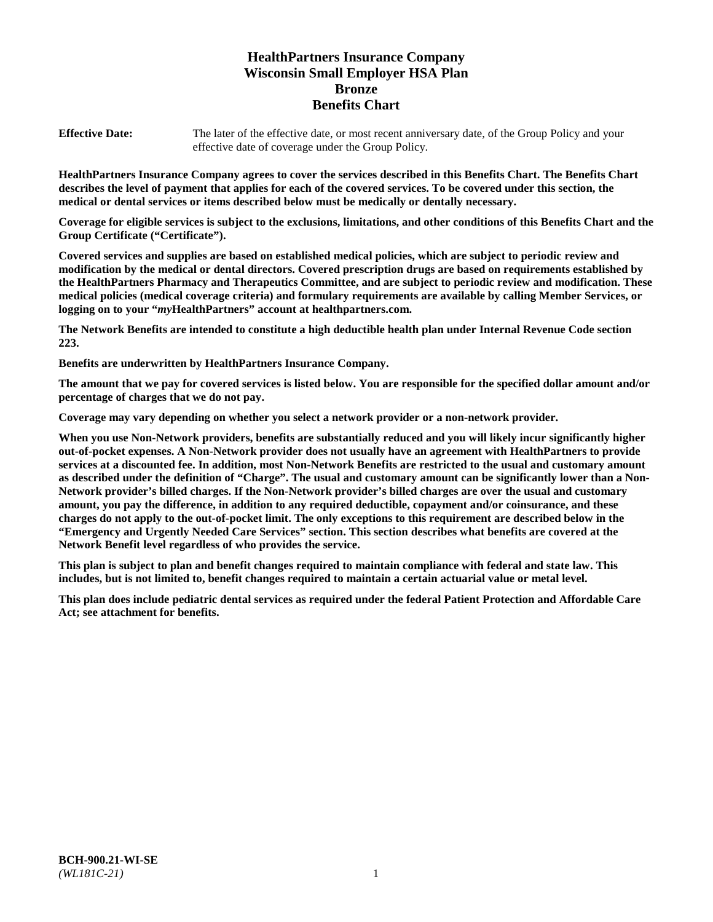# HealthPartners Insurance Company
# Wisconsin Small Employer HSA Plan
# Bronze
# Benefits Chart

**Effective Date:** The later of the effective date, or most recent anniversary date, of the Group Policy and your effective date of coverage under the Group Policy.

**HealthPartners Insurance Company agrees to cover the services described in this Benefits Chart. The Benefits Chart describes the level of payment that applies for each of the covered services. To be covered under this section, the medical or dental services or items described below must be medically or dentally necessary.**

**Coverage for eligible services is subject to the exclusions, limitations, and other conditions of this Benefits Chart and the Group Certificate ("Certificate").**

**Covered services and supplies are based on established medical policies, which are subject to periodic review and modification by the medical or dental directors. Covered prescription drugs are based on requirements established by the HealthPartners Pharmacy and Therapeutics Committee, and are subject to periodic review and modification. These medical policies (medical coverage criteria) and formulary requirements are available by calling Member Services, or logging on to your "*my*HealthPartners" account at healthpartners.com.**

**The Network Benefits are intended to constitute a high deductible health plan under Internal Revenue Code section 223.**

**Benefits are underwritten by HealthPartners Insurance Company.**

**The amount that we pay for covered services is listed below. You are responsible for the specified dollar amount and/or percentage of charges that we do not pay.**

**Coverage may vary depending on whether you select a network provider or a non-network provider.**

**When you use Non-Network providers, benefits are substantially reduced and you will likely incur significantly higher out-of-pocket expenses. A Non-Network provider does not usually have an agreement with HealthPartners to provide services at a discounted fee. In addition, most Non-Network Benefits are restricted to the usual and customary amount as described under the definition of "Charge". The usual and customary amount can be significantly lower than a Non-Network provider's billed charges. If the Non-Network provider's billed charges are over the usual and customary amount, you pay the difference, in addition to any required deductible, copayment and/or coinsurance, and these charges do not apply to the out-of-pocket limit. The only exceptions to this requirement are described below in the "Emergency and Urgently Needed Care Services" section. This section describes what benefits are covered at the Network Benefit level regardless of who provides the service.**

**This plan is subject to plan and benefit changes required to maintain compliance with federal and state law. This includes, but is not limited to, benefit changes required to maintain a certain actuarial value or metal level.**

**This plan does include pediatric dental services as required under the federal Patient Protection and Affordable Care Act; see attachment for benefits.**

**BCH-900.21-WI-SE**
*(WL181C-21)*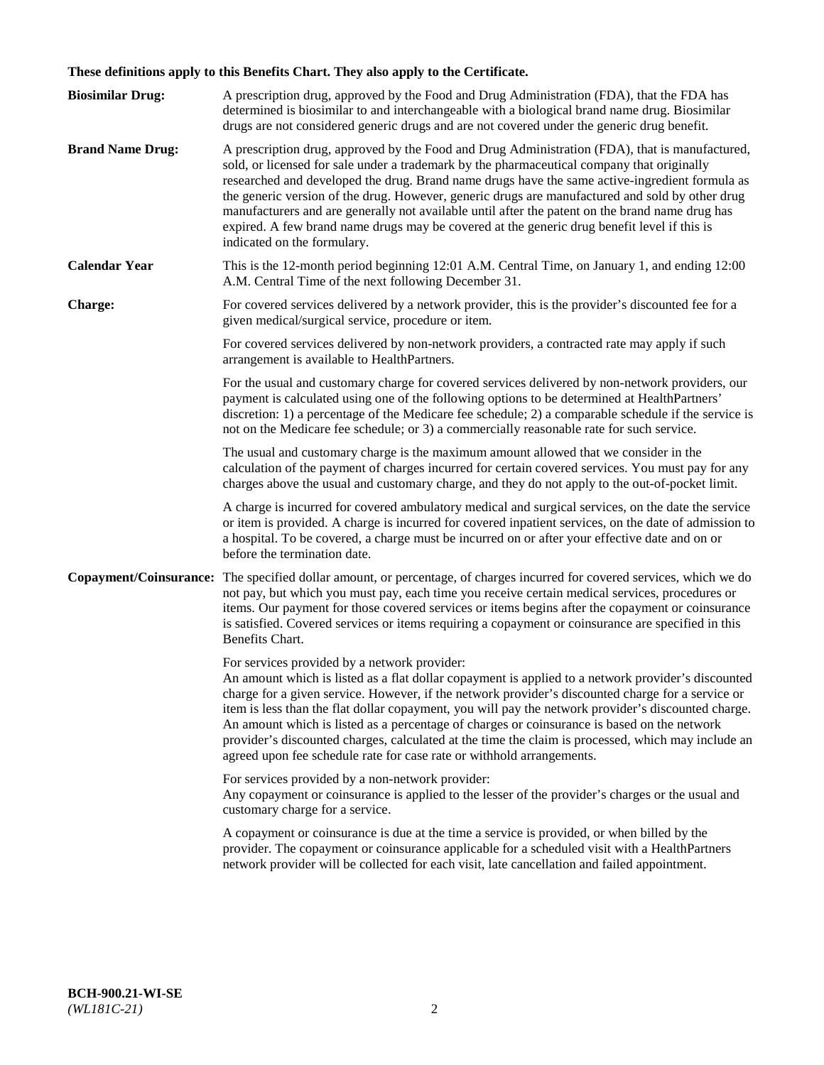**These definitions apply to this Benefits Chart. They also apply to the Certificate.**

**Biosimilar Drug:** A prescription drug, approved by the Food and Drug Administration (FDA), that the FDA has determined is biosimilar to and interchangeable with a biological brand name drug. Biosimilar drugs are not considered generic drugs and are not covered under the generic drug benefit.

**Brand Name Drug:** A prescription drug, approved by the Food and Drug Administration (FDA), that is manufactured, sold, or licensed for sale under a trademark by the pharmaceutical company that originally researched and developed the drug. Brand name drugs have the same active-ingredient formula as the generic version of the drug. However, generic drugs are manufactured and sold by other drug manufacturers and are generally not available until after the patent on the brand name drug has expired. A few brand name drugs may be covered at the generic drug benefit level if this is indicated on the formulary.

**Calendar Year** This is the 12-month period beginning 12:01 A.M. Central Time, on January 1, and ending 12:00 A.M. Central Time of the next following December 31.

**Charge:** For covered services delivered by a network provider, this is the provider's discounted fee for a given medical/surgical service, procedure or item.

For covered services delivered by non-network providers, a contracted rate may apply if such arrangement is available to HealthPartners.

For the usual and customary charge for covered services delivered by non-network providers, our payment is calculated using one of the following options to be determined at HealthPartners' discretion: 1) a percentage of the Medicare fee schedule; 2) a comparable schedule if the service is not on the Medicare fee schedule; or 3) a commercially reasonable rate for such service.

The usual and customary charge is the maximum amount allowed that we consider in the calculation of the payment of charges incurred for certain covered services. You must pay for any charges above the usual and customary charge, and they do not apply to the out-of-pocket limit.

A charge is incurred for covered ambulatory medical and surgical services, on the date the service or item is provided. A charge is incurred for covered inpatient services, on the date of admission to a hospital. To be covered, a charge must be incurred on or after your effective date and on or before the termination date.

**Copayment/Coinsurance:** The specified dollar amount, or percentage, of charges incurred for covered services, which we do not pay, but which you must pay, each time you receive certain medical services, procedures or items. Our payment for those covered services or items begins after the copayment or coinsurance is satisfied. Covered services or items requiring a copayment or coinsurance are specified in this Benefits Chart.

For services provided by a network provider:
An amount which is listed as a flat dollar copayment is applied to a network provider's discounted charge for a given service. However, if the network provider's discounted charge for a service or item is less than the flat dollar copayment, you will pay the network provider's discounted charge. An amount which is listed as a percentage of charges or coinsurance is based on the network provider's discounted charges, calculated at the time the claim is processed, which may include an agreed upon fee schedule rate for case rate or withhold arrangements.

For services provided by a non-network provider:
Any copayment or coinsurance is applied to the lesser of the provider's charges or the usual and customary charge for a service.

A copayment or coinsurance is due at the time a service is provided, or when billed by the provider. The copayment or coinsurance applicable for a scheduled visit with a HealthPartners network provider will be collected for each visit, late cancellation and failed appointment.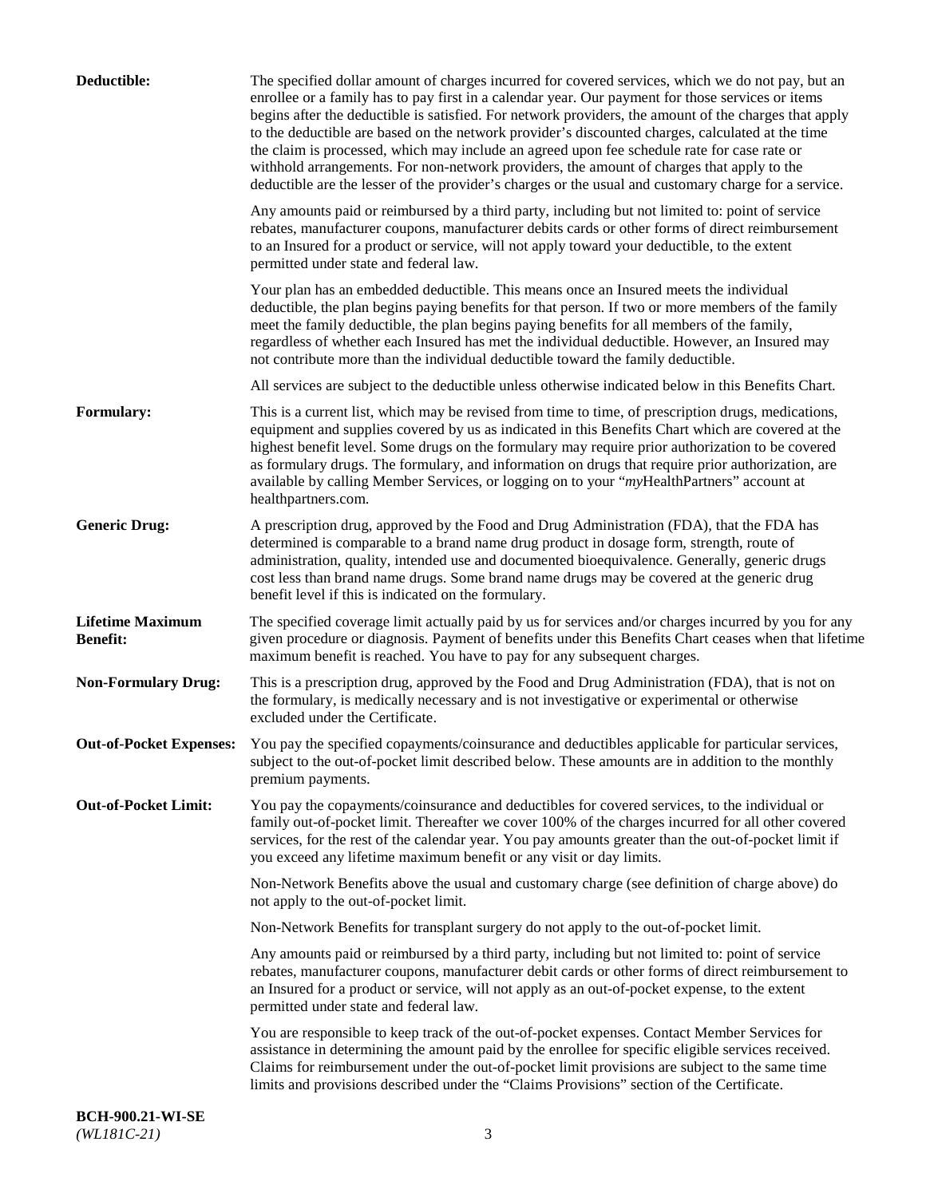**Deductible:** The specified dollar amount of charges incurred for covered services, which we do not pay, but an enrollee or a family has to pay first in a calendar year. Our payment for those services or items begins after the deductible is satisfied. For network providers, the amount of the charges that apply to the deductible are based on the network provider's discounted charges, calculated at the time the claim is processed, which may include an agreed upon fee schedule rate for case rate or withhold arrangements. For non-network providers, the amount of charges that apply to the deductible are the lesser of the provider's charges or the usual and customary charge for a service.

Any amounts paid or reimbursed by a third party, including but not limited to: point of service rebates, manufacturer coupons, manufacturer debits cards or other forms of direct reimbursement to an Insured for a product or service, will not apply toward your deductible, to the extent permitted under state and federal law.

Your plan has an embedded deductible. This means once an Insured meets the individual deductible, the plan begins paying benefits for that person. If two or more members of the family meet the family deductible, the plan begins paying benefits for all members of the family, regardless of whether each Insured has met the individual deductible. However, an Insured may not contribute more than the individual deductible toward the family deductible.

All services are subject to the deductible unless otherwise indicated below in this Benefits Chart.

**Formulary:** This is a current list, which may be revised from time to time, of prescription drugs, medications, equipment and supplies covered by us as indicated in this Benefits Chart which are covered at the highest benefit level. Some drugs on the formulary may require prior authorization to be covered as formulary drugs. The formulary, and information on drugs that require prior authorization, are available by calling Member Services, or logging on to your "*my*HealthPartners" account at healthpartners.com.

**Generic Drug:** A prescription drug, approved by the Food and Drug Administration (FDA), that the FDA has determined is comparable to a brand name drug product in dosage form, strength, route of administration, quality, intended use and documented bioequivalence. Generally, generic drugs cost less than brand name drugs. Some brand name drugs may be covered at the generic drug benefit level if this is indicated on the formulary.

**Lifetime Maximum Benefit:** The specified coverage limit actually paid by us for services and/or charges incurred by you for any given procedure or diagnosis. Payment of benefits under this Benefits Chart ceases when that lifetime maximum benefit is reached. You have to pay for any subsequent charges.

**Non-Formulary Drug:** This is a prescription drug, approved by the Food and Drug Administration (FDA), that is not on the formulary, is medically necessary and is not investigative or experimental or otherwise excluded under the Certificate.

**Out-of-Pocket Expenses:** You pay the specified copayments/coinsurance and deductibles applicable for particular services, subject to the out-of-pocket limit described below. These amounts are in addition to the monthly premium payments.

**Out-of-Pocket Limit:** You pay the copayments/coinsurance and deductibles for covered services, to the individual or family out-of-pocket limit. Thereafter we cover 100% of the charges incurred for all other covered services, for the rest of the calendar year. You pay amounts greater than the out-of-pocket limit if you exceed any lifetime maximum benefit or any visit or day limits.

Non-Network Benefits above the usual and customary charge (see definition of charge above) do not apply to the out-of-pocket limit.

Non-Network Benefits for transplant surgery do not apply to the out-of-pocket limit.

Any amounts paid or reimbursed by a third party, including but not limited to: point of service rebates, manufacturer coupons, manufacturer debit cards or other forms of direct reimbursement to an Insured for a product or service, will not apply as an out-of-pocket expense, to the extent permitted under state and federal law.

You are responsible to keep track of the out-of-pocket expenses. Contact Member Services for assistance in determining the amount paid by the enrollee for specific eligible services received. Claims for reimbursement under the out-of-pocket limit provisions are subject to the same time limits and provisions described under the "Claims Provisions" section of the Certificate.

**BCH-900.21-WI-SE**
*(WL181C-21)*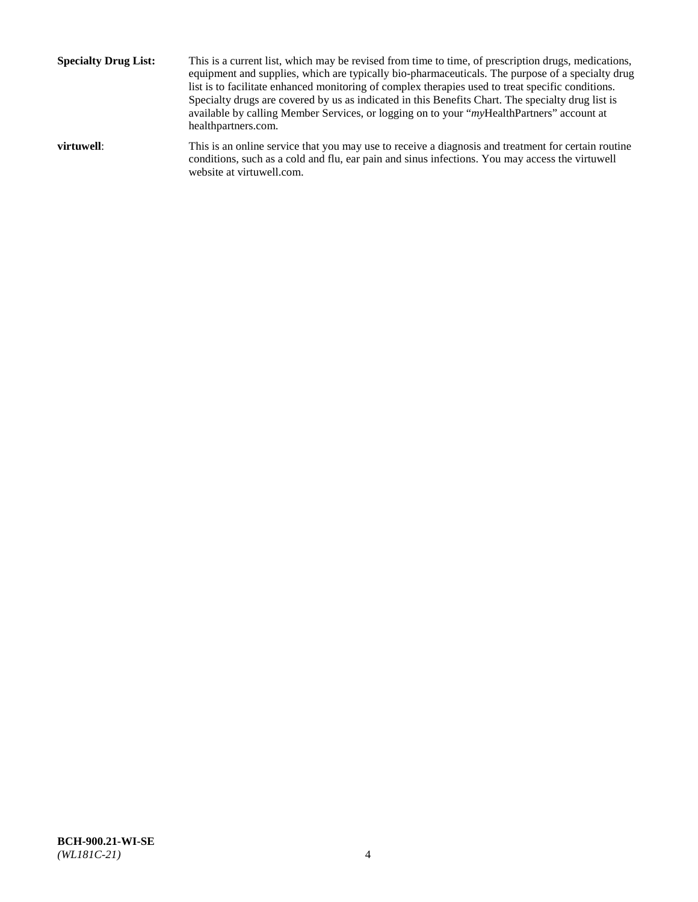**Specialty Drug List:** This is a current list, which may be revised from time to time, of prescription drugs, medications, equipment and supplies, which are typically bio-pharmaceuticals. The purpose of a specialty drug list is to facilitate enhanced monitoring of complex therapies used to treat specific conditions. Specialty drugs are covered by us as indicated in this Benefits Chart. The specialty drug list is available by calling Member Services, or logging on to your "*my*HealthPartners" account at healthpartners.com.

**virtuwell**: This is an online service that you may use to receive a diagnosis and treatment for certain routine conditions, such as a cold and flu, ear pain and sinus infections. You may access the virtuwell website at virtuwell.com.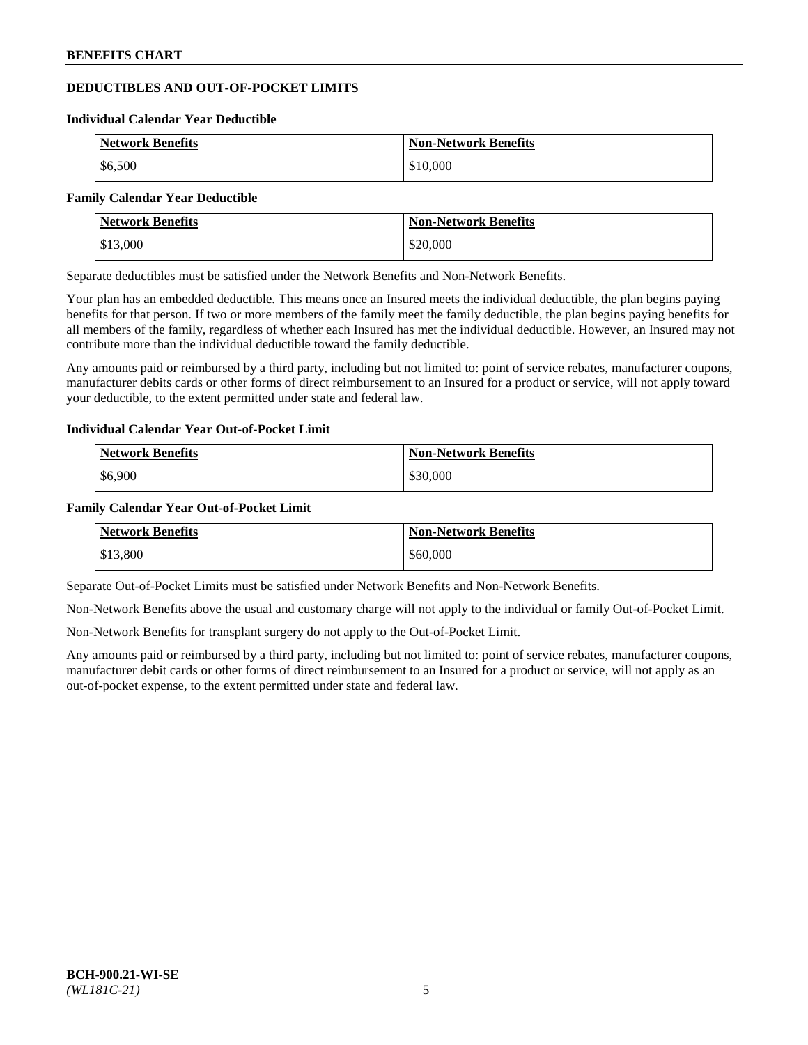## DEDUCTIBLES AND OUT-OF-POCKET LIMITS

### Individual Calendar Year Deductible

| Network Benefits | Non-Network Benefits |
| --- | --- |
| $6,500 | $10,000 |

### Family Calendar Year Deductible

| Network Benefits | Non-Network Benefits |
| --- | --- |
| $13,000 | $20,000 |

Separate deductibles must be satisfied under the Network Benefits and Non-Network Benefits.

Your plan has an embedded deductible. This means once an Insured meets the individual deductible, the plan begins paying benefits for that person. If two or more members of the family meet the family deductible, the plan begins paying benefits for all members of the family, regardless of whether each Insured has met the individual deductible. However, an Insured may not contribute more than the individual deductible toward the family deductible.

Any amounts paid or reimbursed by a third party, including but not limited to: point of service rebates, manufacturer coupons, manufacturer debits cards or other forms of direct reimbursement to an Insured for a product or service, will not apply toward your deductible, to the extent permitted under state and federal law.

### Individual Calendar Year Out-of-Pocket Limit

| Network Benefits | Non-Network Benefits |
| --- | --- |
| $6,900 | $30,000 |

### Family Calendar Year Out-of-Pocket Limit

| Network Benefits | Non-Network Benefits |
| --- | --- |
| $13,800 | $60,000 |

Separate Out-of-Pocket Limits must be satisfied under Network Benefits and Non-Network Benefits.

Non-Network Benefits above the usual and customary charge will not apply to the individual or family Out-of-Pocket Limit.

Non-Network Benefits for transplant surgery do not apply to the Out-of-Pocket Limit.

Any amounts paid or reimbursed by a third party, including but not limited to: point of service rebates, manufacturer coupons, manufacturer debit cards or other forms of direct reimbursement to an Insured for a product or service, will not apply as an out-of-pocket expense, to the extent permitted under state and federal law.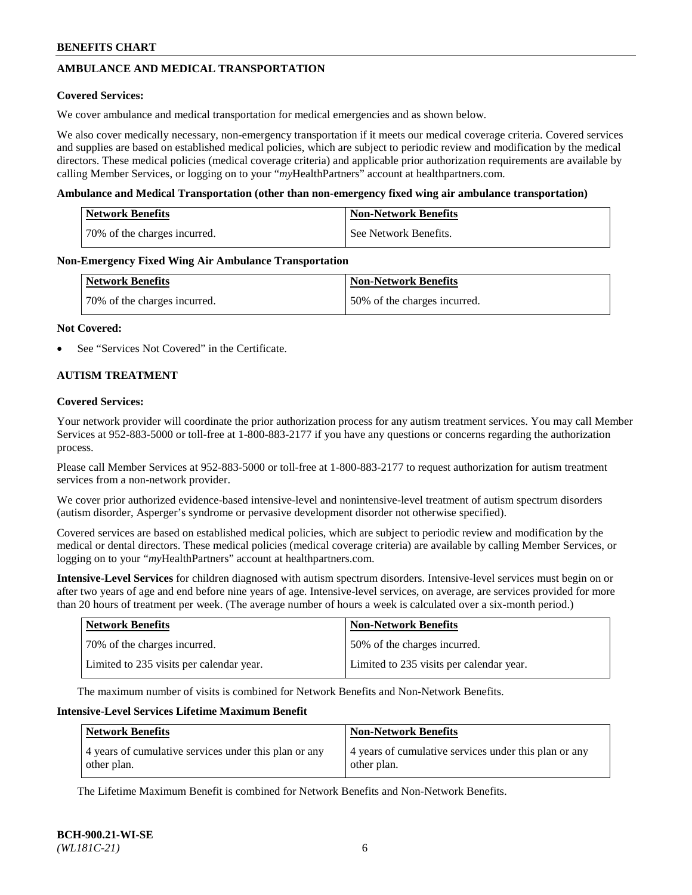## AMBULANCE AND MEDICAL TRANSPORTATION

**Covered Services:**

We cover ambulance and medical transportation for medical emergencies and as shown below.

We also cover medically necessary, non-emergency transportation if it meets our medical coverage criteria. Covered services and supplies are based on established medical policies, which are subject to periodic review and modification by the medical directors. These medical policies (medical coverage criteria) and applicable prior authorization requirements are available by calling Member Services, or logging on to your "*my*HealthPartners" account at healthpartners.com.

**Ambulance and Medical Transportation (other than non-emergency fixed wing air ambulance transportation)**

| Network Benefits | Non-Network Benefits |
|---|---|
| 70% of the charges incurred. | See Network Benefits. |

**Non-Emergency Fixed Wing Air Ambulance Transportation**

| Network Benefits | Non-Network Benefits |
|---|---|
| 70% of the charges incurred. | 50% of the charges incurred. |

**Not Covered:**

- See "Services Not Covered" in the Certificate.

## AUTISM TREATMENT

**Covered Services:**

Your network provider will coordinate the prior authorization process for any autism treatment services. You may call Member Services at 952-883-5000 or toll-free at 1-800-883-2177 if you have any questions or concerns regarding the authorization process.

Please call Member Services at 952-883-5000 or toll-free at 1-800-883-2177 to request authorization for autism treatment services from a non-network provider.

We cover prior authorized evidence-based intensive-level and nonintensive-level treatment of autism spectrum disorders (autism disorder, Asperger's syndrome or pervasive development disorder not otherwise specified).

Covered services are based on established medical policies, which are subject to periodic review and modification by the medical or dental directors. These medical policies (medical coverage criteria) are available by calling Member Services, or logging on to your "*my*HealthPartners" account at healthpartners.com.

**Intensive-Level Services** for children diagnosed with autism spectrum disorders. Intensive-level services must begin on or after two years of age and end before nine years of age. Intensive-level services, on average, are services provided for more than 20 hours of treatment per week. (The average number of hours a week is calculated over a six-month period.)

| Network Benefits | Non-Network Benefits |
|---|---|
| 70% of the charges incurred. | 50% of the charges incurred. |
| Limited to 235 visits per calendar year. | Limited to 235 visits per calendar year. |

The maximum number of visits is combined for Network Benefits and Non-Network Benefits.

**Intensive-Level Services Lifetime Maximum Benefit**

| Network Benefits | Non-Network Benefits |
|---|---|
| 4 years of cumulative services under this plan or any other plan. | 4 years of cumulative services under this plan or any other plan. |

The Lifetime Maximum Benefit is combined for Network Benefits and Non-Network Benefits.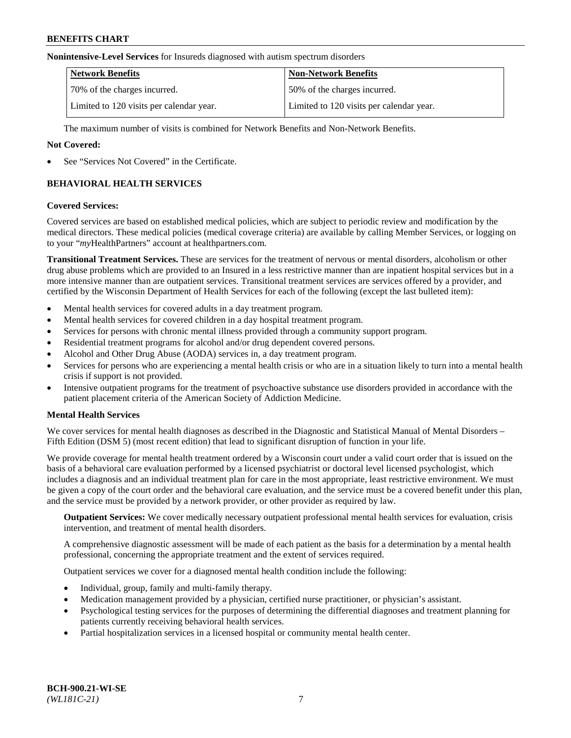**Nonintensive-Level Services** for Insureds diagnosed with autism spectrum disorders

| Network Benefits | Non-Network Benefits |
|---|---|
| 70% of the charges incurred. | 50% of the charges incurred. |
| Limited to 120 visits per calendar year. | Limited to 120 visits per calendar year. |

The maximum number of visits is combined for Network Benefits and Non-Network Benefits.

**Not Covered:**

- See "Services Not Covered" in the Certificate.

## BEHAVIORAL HEALTH SERVICES

**Covered Services:**

Covered services are based on established medical policies, which are subject to periodic review and modification by the medical directors. These medical policies (medical coverage criteria) are available by calling Member Services, or logging on to your "*my*HealthPartners" account at healthpartners.com.

**Transitional Treatment Services.** These are services for the treatment of nervous or mental disorders, alcoholism or other drug abuse problems which are provided to an Insured in a less restrictive manner than are inpatient hospital services but in a more intensive manner than are outpatient services. Transitional treatment services are services offered by a provider, and certified by the Wisconsin Department of Health Services for each of the following (except the last bulleted item):

- Mental health services for covered adults in a day treatment program.
- Mental health services for covered children in a day hospital treatment program.
- Services for persons with chronic mental illness provided through a community support program.
- Residential treatment programs for alcohol and/or drug dependent covered persons.
- Alcohol and Other Drug Abuse (AODA) services in, a day treatment program.
- Services for persons who are experiencing a mental health crisis or who are in a situation likely to turn into a mental health crisis if support is not provided.
- Intensive outpatient programs for the treatment of psychoactive substance use disorders provided in accordance with the patient placement criteria of the American Society of Addiction Medicine.

**Mental Health Services**

We cover services for mental health diagnoses as described in the Diagnostic and Statistical Manual of Mental Disorders – Fifth Edition (DSM 5) (most recent edition) that lead to significant disruption of function in your life.

We provide coverage for mental health treatment ordered by a Wisconsin court under a valid court order that is issued on the basis of a behavioral care evaluation performed by a licensed psychiatrist or doctoral level licensed psychologist, which includes a diagnosis and an individual treatment plan for care in the most appropriate, least restrictive environment. We must be given a copy of the court order and the behavioral care evaluation, and the service must be a covered benefit under this plan, and the service must be provided by a network provider, or other provider as required by law.

**Outpatient Services:** We cover medically necessary outpatient professional mental health services for evaluation, crisis intervention, and treatment of mental health disorders.

A comprehensive diagnostic assessment will be made of each patient as the basis for a determination by a mental health professional, concerning the appropriate treatment and the extent of services required.

Outpatient services we cover for a diagnosed mental health condition include the following:

- Individual, group, family and multi-family therapy.
- Medication management provided by a physician, certified nurse practitioner, or physician's assistant.
- Psychological testing services for the purposes of determining the differential diagnoses and treatment planning for patients currently receiving behavioral health services.
- Partial hospitalization services in a licensed hospital or community mental health center.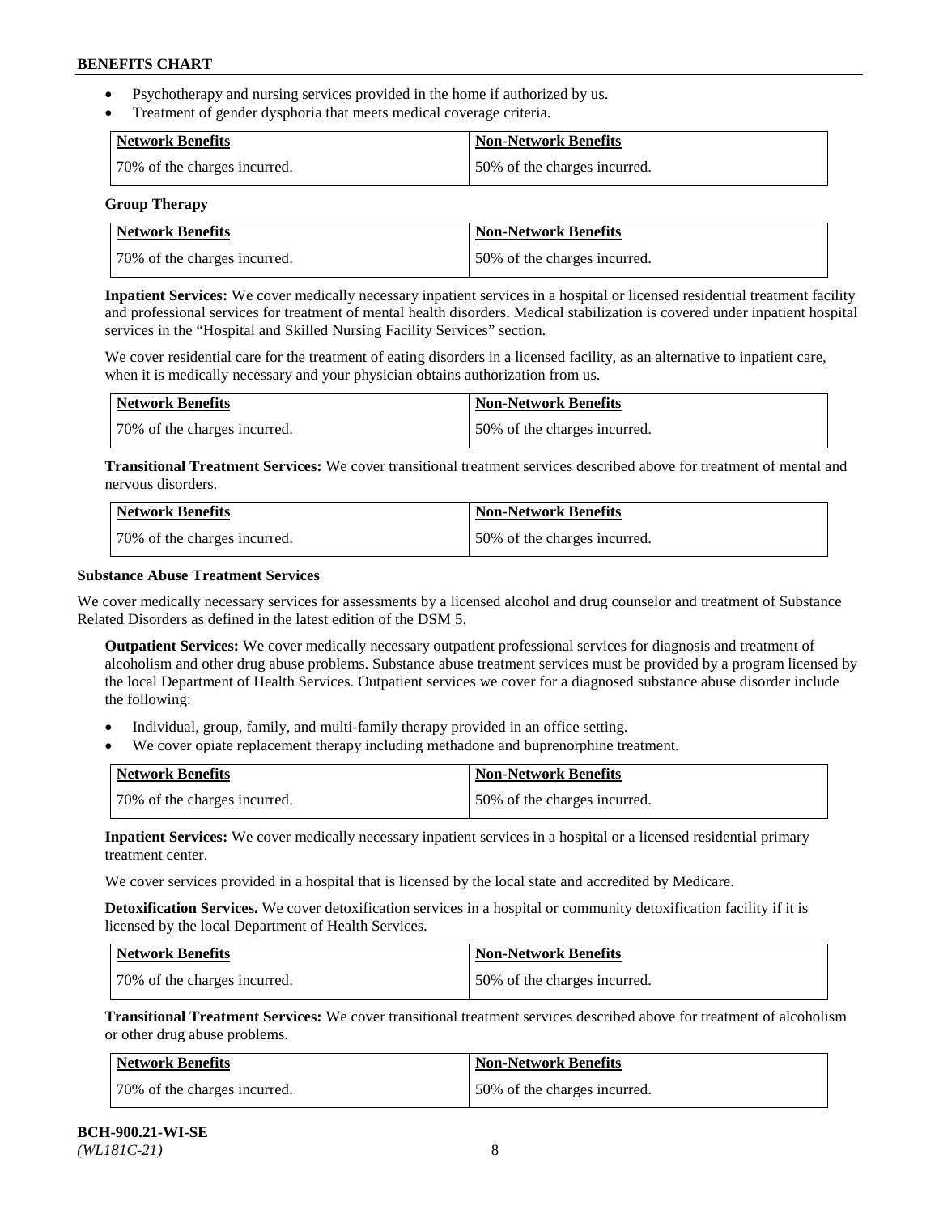- Psychotherapy and nursing services provided in the home if authorized by us.
- Treatment of gender dysphoria that meets medical coverage criteria.

| Network Benefits | Non-Network Benefits |
| --- | --- |
| 70% of the charges incurred. | 50% of the charges incurred. |

**Group Therapy**

| Network Benefits | Non-Network Benefits |
| --- | --- |
| 70% of the charges incurred. | 50% of the charges incurred. |

**Inpatient Services:** We cover medically necessary inpatient services in a hospital or licensed residential treatment facility and professional services for treatment of mental health disorders. Medical stabilization is covered under inpatient hospital services in the "Hospital and Skilled Nursing Facility Services" section.

We cover residential care for the treatment of eating disorders in a licensed facility, as an alternative to inpatient care, when it is medically necessary and your physician obtains authorization from us.

| Network Benefits | Non-Network Benefits |
| --- | --- |
| 70% of the charges incurred. | 50% of the charges incurred. |

**Transitional Treatment Services:** We cover transitional treatment services described above for treatment of mental and nervous disorders.

| Network Benefits | Non-Network Benefits |
| --- | --- |
| 70% of the charges incurred. | 50% of the charges incurred. |

**Substance Abuse Treatment Services**

We cover medically necessary services for assessments by a licensed alcohol and drug counselor and treatment of Substance Related Disorders as defined in the latest edition of the DSM 5.

**Outpatient Services:** We cover medically necessary outpatient professional services for diagnosis and treatment of alcoholism and other drug abuse problems. Substance abuse treatment services must be provided by a program licensed by the local Department of Health Services. Outpatient services we cover for a diagnosed substance abuse disorder include the following:

- Individual, group, family, and multi-family therapy provided in an office setting.
- We cover opiate replacement therapy including methadone and buprenorphine treatment.

| Network Benefits | Non-Network Benefits |
| --- | --- |
| 70% of the charges incurred. | 50% of the charges incurred. |

**Inpatient Services:** We cover medically necessary inpatient services in a hospital or a licensed residential primary treatment center.

We cover services provided in a hospital that is licensed by the local state and accredited by Medicare.

**Detoxification Services.** We cover detoxification services in a hospital or community detoxification facility if it is licensed by the local Department of Health Services.

| Network Benefits | Non-Network Benefits |
| --- | --- |
| 70% of the charges incurred. | 50% of the charges incurred. |

**Transitional Treatment Services:** We cover transitional treatment services described above for treatment of alcoholism or other drug abuse problems.

| Network Benefits | Non-Network Benefits |
| --- | --- |
| 70% of the charges incurred. | 50% of the charges incurred. |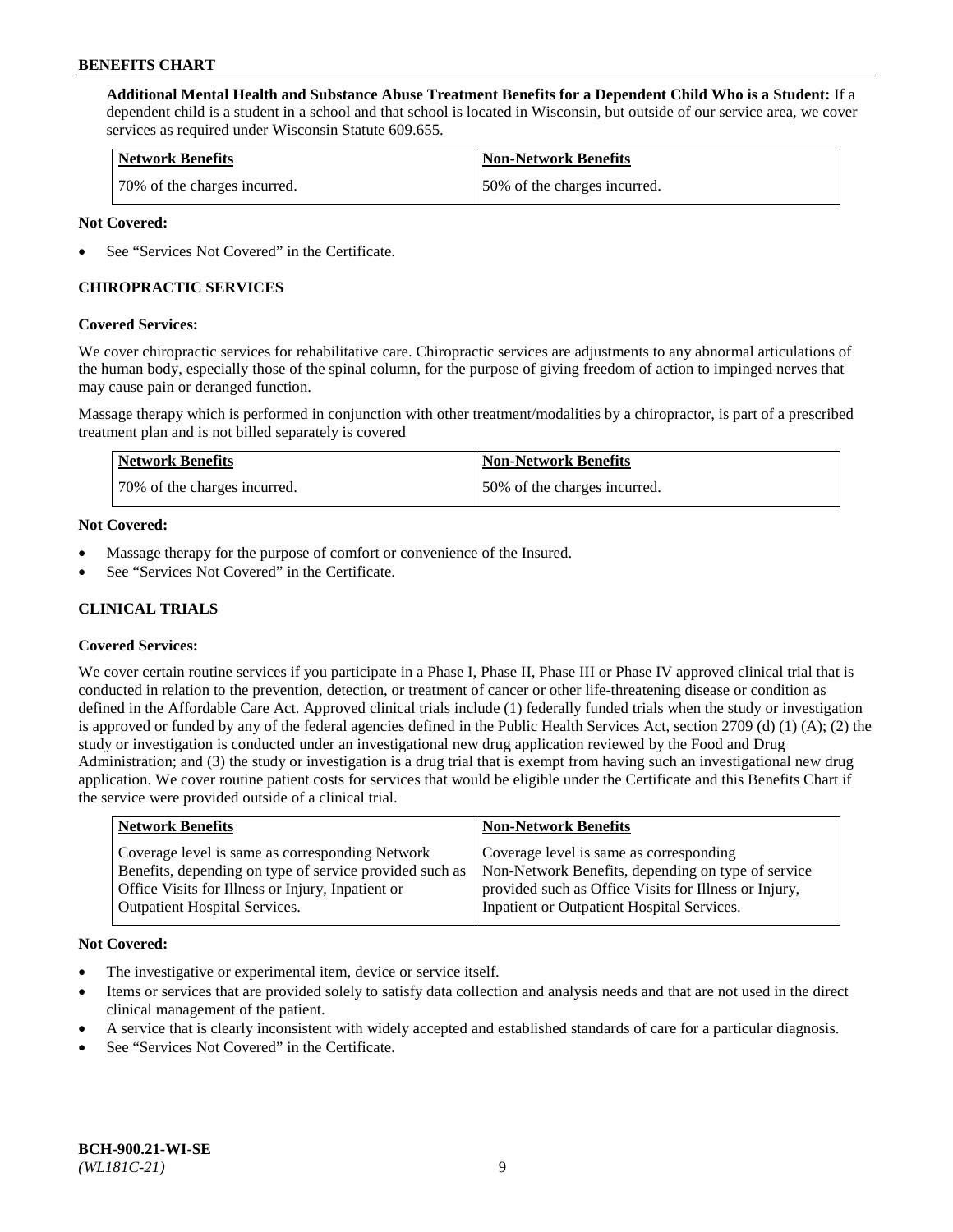**Additional Mental Health and Substance Abuse Treatment Benefits for a Dependent Child Who is a Student:** If a dependent child is a student in a school and that school is located in Wisconsin, but outside of our service area, we cover services as required under Wisconsin Statute 609.655.

| Network Benefits | Non-Network Benefits |
| --- | --- |
| 70% of the charges incurred. | 50% of the charges incurred. |

**Not Covered:**

- See "Services Not Covered" in the Certificate.

## CHIROPRACTIC SERVICES

**Covered Services:**

We cover chiropractic services for rehabilitative care. Chiropractic services are adjustments to any abnormal articulations of the human body, especially those of the spinal column, for the purpose of giving freedom of action to impinged nerves that may cause pain or deranged function.

Massage therapy which is performed in conjunction with other treatment/modalities by a chiropractor, is part of a prescribed treatment plan and is not billed separately is covered

| Network Benefits | Non-Network Benefits |
| --- | --- |
| 70% of the charges incurred. | 50% of the charges incurred. |

**Not Covered:**

- Massage therapy for the purpose of comfort or convenience of the Insured.
- See "Services Not Covered" in the Certificate.

## CLINICAL TRIALS

**Covered Services:**

We cover certain routine services if you participate in a Phase I, Phase II, Phase III or Phase IV approved clinical trial that is conducted in relation to the prevention, detection, or treatment of cancer or other life-threatening disease or condition as defined in the Affordable Care Act. Approved clinical trials include (1) federally funded trials when the study or investigation is approved or funded by any of the federal agencies defined in the Public Health Services Act, section 2709 (d) (1) (A); (2) the study or investigation is conducted under an investigational new drug application reviewed by the Food and Drug Administration; and (3) the study or investigation is a drug trial that is exempt from having such an investigational new drug application. We cover routine patient costs for services that would be eligible under the Certificate and this Benefits Chart if the service were provided outside of a clinical trial.

| Network Benefits | Non-Network Benefits |
| --- | --- |
| Coverage level is same as corresponding Network Benefits, depending on type of service provided such as Office Visits for Illness or Injury, Inpatient or Outpatient Hospital Services. | Coverage level is same as corresponding Non-Network Benefits, depending on type of service provided such as Office Visits for Illness or Injury, Inpatient or Outpatient Hospital Services. |

**Not Covered:**

- The investigative or experimental item, device or service itself.
- Items or services that are provided solely to satisfy data collection and analysis needs and that are not used in the direct clinical management of the patient.
- A service that is clearly inconsistent with widely accepted and established standards of care for a particular diagnosis.
- See "Services Not Covered" in the Certificate.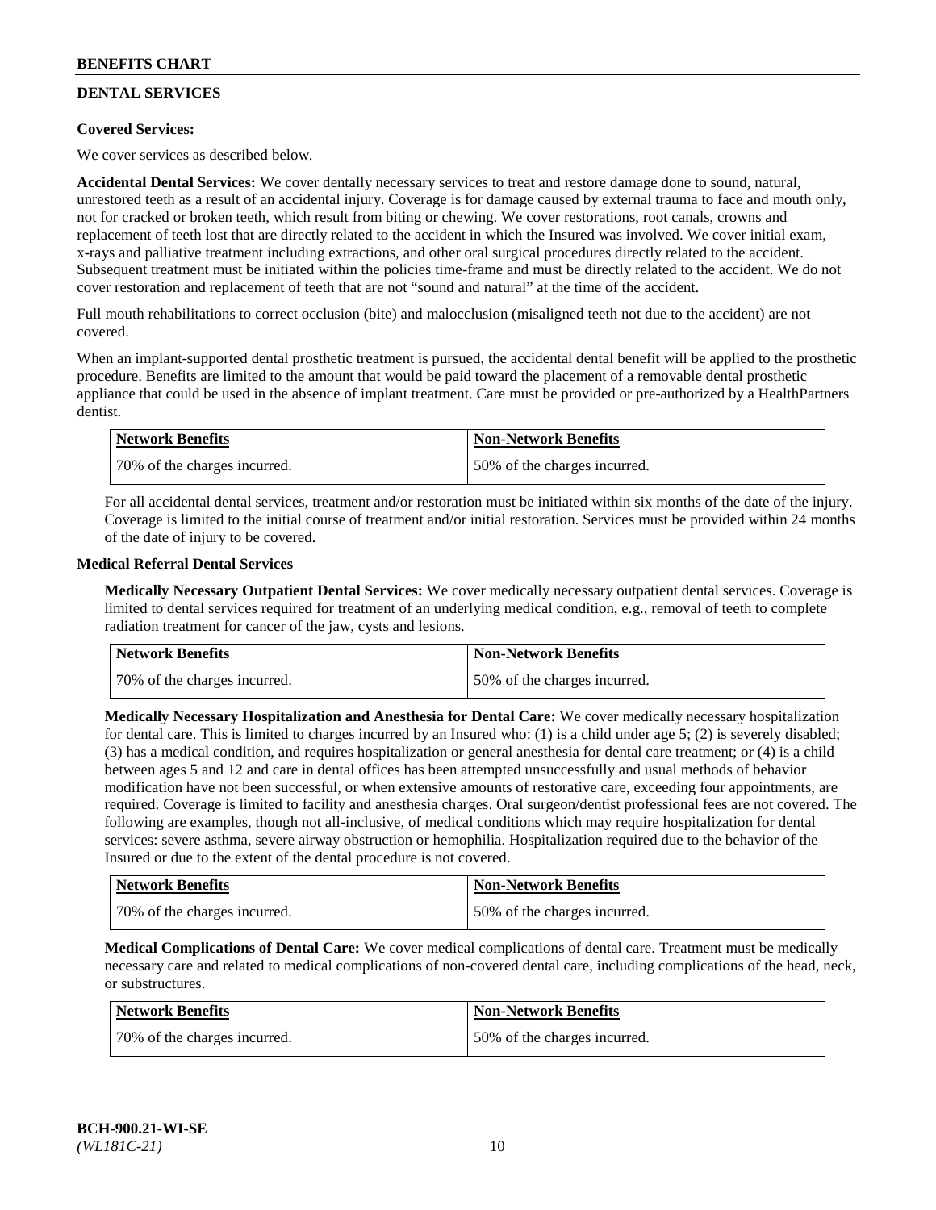## DENTAL SERVICES

**Covered Services:**

We cover services as described below.

**Accidental Dental Services:** We cover dentally necessary services to treat and restore damage done to sound, natural, unrestored teeth as a result of an accidental injury. Coverage is for damage caused by external trauma to face and mouth only, not for cracked or broken teeth, which result from biting or chewing. We cover restorations, root canals, crowns and replacement of teeth lost that are directly related to the accident in which the Insured was involved. We cover initial exam, x-rays and palliative treatment including extractions, and other oral surgical procedures directly related to the accident. Subsequent treatment must be initiated within the policies time-frame and must be directly related to the accident. We do not cover restoration and replacement of teeth that are not "sound and natural" at the time of the accident.

Full mouth rehabilitations to correct occlusion (bite) and malocclusion (misaligned teeth not due to the accident) are not covered.

When an implant-supported dental prosthetic treatment is pursued, the accidental dental benefit will be applied to the prosthetic procedure. Benefits are limited to the amount that would be paid toward the placement of a removable dental prosthetic appliance that could be used in the absence of implant treatment. Care must be provided or pre-authorized by a HealthPartners dentist.

| Network Benefits | Non-Network Benefits |
|---|---|
| 70% of the charges incurred. | 50% of the charges incurred. |

For all accidental dental services, treatment and/or restoration must be initiated within six months of the date of the injury. Coverage is limited to the initial course of treatment and/or initial restoration. Services must be provided within 24 months of the date of injury to be covered.

**Medical Referral Dental Services**

**Medically Necessary Outpatient Dental Services:** We cover medically necessary outpatient dental services. Coverage is limited to dental services required for treatment of an underlying medical condition, e.g., removal of teeth to complete radiation treatment for cancer of the jaw, cysts and lesions.

| Network Benefits | Non-Network Benefits |
|---|---|
| 70% of the charges incurred. | 50% of the charges incurred. |

**Medically Necessary Hospitalization and Anesthesia for Dental Care:** We cover medically necessary hospitalization for dental care. This is limited to charges incurred by an Insured who: (1) is a child under age 5; (2) is severely disabled; (3) has a medical condition, and requires hospitalization or general anesthesia for dental care treatment; or (4) is a child between ages 5 and 12 and care in dental offices has been attempted unsuccessfully and usual methods of behavior modification have not been successful, or when extensive amounts of restorative care, exceeding four appointments, are required. Coverage is limited to facility and anesthesia charges. Oral surgeon/dentist professional fees are not covered. The following are examples, though not all-inclusive, of medical conditions which may require hospitalization for dental services: severe asthma, severe airway obstruction or hemophilia. Hospitalization required due to the behavior of the Insured or due to the extent of the dental procedure is not covered.

| Network Benefits | Non-Network Benefits |
|---|---|
| 70% of the charges incurred. | 50% of the charges incurred. |

**Medical Complications of Dental Care:** We cover medical complications of dental care. Treatment must be medically necessary care and related to medical complications of non-covered dental care, including complications of the head, neck, or substructures.

| Network Benefits | Non-Network Benefits |
|---|---|
| 70% of the charges incurred. | 50% of the charges incurred. |

BCH-900.21-WI-SE
*(WL181C-21)*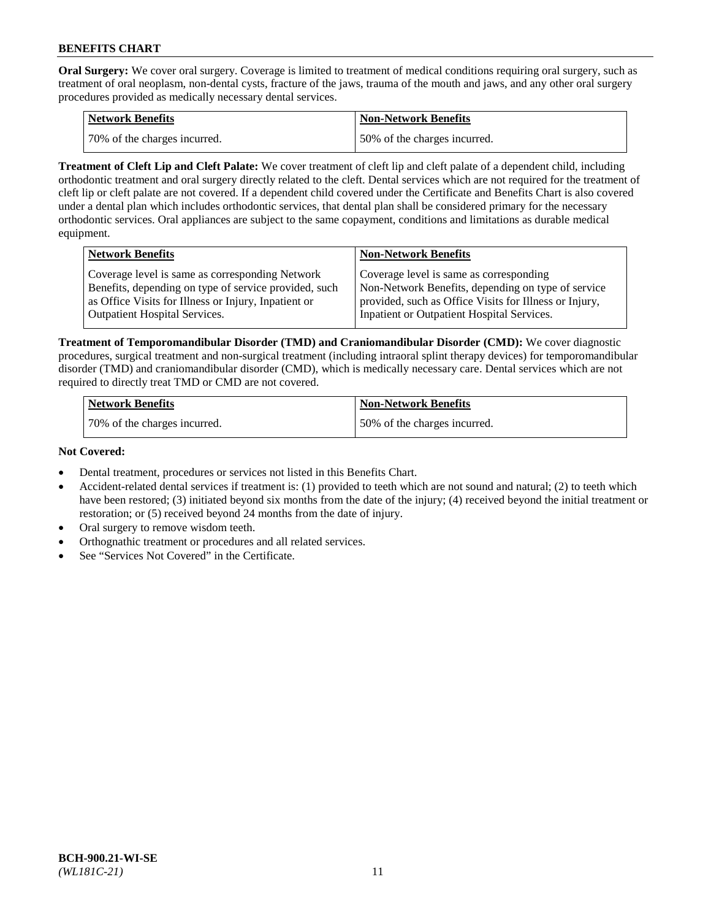**Oral Surgery:** We cover oral surgery. Coverage is limited to treatment of medical conditions requiring oral surgery, such as treatment of oral neoplasm, non-dental cysts, fracture of the jaws, trauma of the mouth and jaws, and any other oral surgery procedures provided as medically necessary dental services.

| Network Benefits | Non-Network Benefits |
| --- | --- |
| 70% of the charges incurred. | 50% of the charges incurred. |

**Treatment of Cleft Lip and Cleft Palate:** We cover treatment of cleft lip and cleft palate of a dependent child, including orthodontic treatment and oral surgery directly related to the cleft. Dental services which are not required for the treatment of cleft lip or cleft palate are not covered. If a dependent child covered under the Certificate and Benefits Chart is also covered under a dental plan which includes orthodontic services, that dental plan shall be considered primary for the necessary orthodontic services. Oral appliances are subject to the same copayment, conditions and limitations as durable medical equipment.

| Network Benefits | Non-Network Benefits |
| --- | --- |
| Coverage level is same as corresponding Network Benefits, depending on type of service provided, such as Office Visits for Illness or Injury, Inpatient or Outpatient Hospital Services. | Coverage level is same as corresponding Non-Network Benefits, depending on type of service provided, such as Office Visits for Illness or Injury, Inpatient or Outpatient Hospital Services. |

**Treatment of Temporomandibular Disorder (TMD) and Craniomandibular Disorder (CMD):** We cover diagnostic procedures, surgical treatment and non-surgical treatment (including intraoral splint therapy devices) for temporomandibular disorder (TMD) and craniomandibular disorder (CMD), which is medically necessary care. Dental services which are not required to directly treat TMD or CMD are not covered.

| Network Benefits | Non-Network Benefits |
| --- | --- |
| 70% of the charges incurred. | 50% of the charges incurred. |

**Not Covered:**

- Dental treatment, procedures or services not listed in this Benefits Chart.
- Accident-related dental services if treatment is: (1) provided to teeth which are not sound and natural; (2) to teeth which have been restored; (3) initiated beyond six months from the date of the injury; (4) received beyond the initial treatment or restoration; or (5) received beyond 24 months from the date of injury.
- Oral surgery to remove wisdom teeth.
- Orthognathic treatment or procedures and all related services.
- See "Services Not Covered" in the Certificate.

**BCH-900.21-WI-SE**
*(WL181C-21)*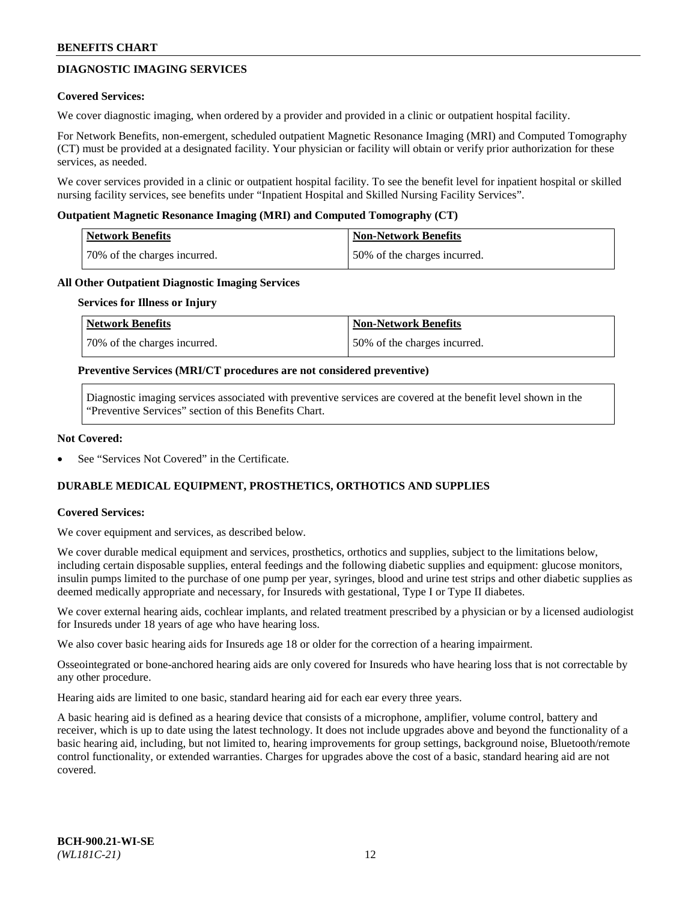## DIAGNOSTIC IMAGING SERVICES

**Covered Services:**

We cover diagnostic imaging, when ordered by a provider and provided in a clinic or outpatient hospital facility.

For Network Benefits, non-emergent, scheduled outpatient Magnetic Resonance Imaging (MRI) and Computed Tomography (CT) must be provided at a designated facility. Your physician or facility will obtain or verify prior authorization for these services, as needed.

We cover services provided in a clinic or outpatient hospital facility. To see the benefit level for inpatient hospital or skilled nursing facility services, see benefits under "Inpatient Hospital and Skilled Nursing Facility Services".

**Outpatient Magnetic Resonance Imaging (MRI) and Computed Tomography (CT)**

| Network Benefits | Non-Network Benefits |
|---|---|
| 70% of the charges incurred. | 50% of the charges incurred. |

**All Other Outpatient Diagnostic Imaging Services**

**Services for Illness or Injury**

| Network Benefits | Non-Network Benefits |
|---|---|
| 70% of the charges incurred. | 50% of the charges incurred. |

**Preventive Services (MRI/CT procedures are not considered preventive)**

Diagnostic imaging services associated with preventive services are covered at the benefit level shown in the "Preventive Services" section of this Benefits Chart.

**Not Covered:**

- See "Services Not Covered" in the Certificate.

## DURABLE MEDICAL EQUIPMENT, PROSTHETICS, ORTHOTICS AND SUPPLIES

**Covered Services:**

We cover equipment and services, as described below.

We cover durable medical equipment and services, prosthetics, orthotics and supplies, subject to the limitations below, including certain disposable supplies, enteral feedings and the following diabetic supplies and equipment: glucose monitors, insulin pumps limited to the purchase of one pump per year, syringes, blood and urine test strips and other diabetic supplies as deemed medically appropriate and necessary, for Insureds with gestational, Type I or Type II diabetes.

We cover external hearing aids, cochlear implants, and related treatment prescribed by a physician or by a licensed audiologist for Insureds under 18 years of age who have hearing loss.

We also cover basic hearing aids for Insureds age 18 or older for the correction of a hearing impairment.

Osseointegrated or bone-anchored hearing aids are only covered for Insureds who have hearing loss that is not correctable by any other procedure.

Hearing aids are limited to one basic, standard hearing aid for each ear every three years.

A basic hearing aid is defined as a hearing device that consists of a microphone, amplifier, volume control, battery and receiver, which is up to date using the latest technology. It does not include upgrades above and beyond the functionality of a basic hearing aid, including, but not limited to, hearing improvements for group settings, background noise, Bluetooth/remote control functionality, or extended warranties. Charges for upgrades above the cost of a basic, standard hearing aid are not covered.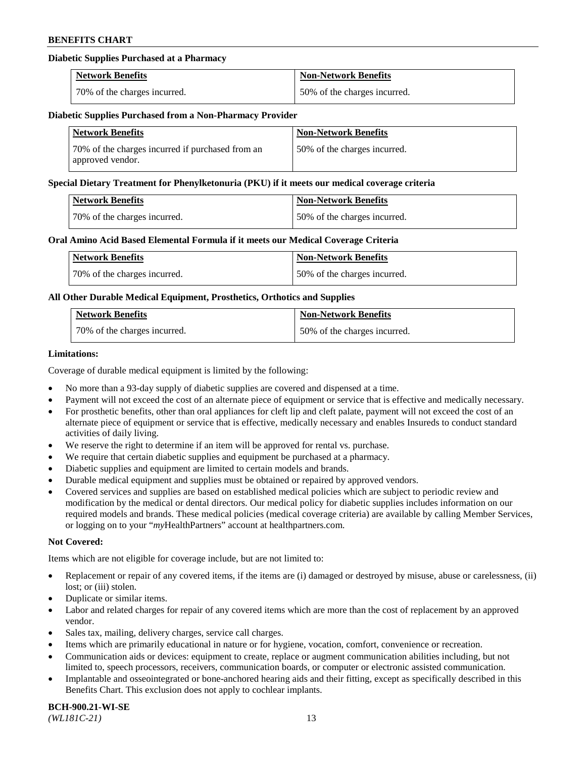**Diabetic Supplies Purchased at a Pharmacy**

| Network Benefits | Non-Network Benefits |
| --- | --- |
| 70% of the charges incurred. | 50% of the charges incurred. |

**Diabetic Supplies Purchased from a Non-Pharmacy Provider**

| Network Benefits | Non-Network Benefits |
| --- | --- |
| 70% of the charges incurred if purchased from an approved vendor. | 50% of the charges incurred. |

**Special Dietary Treatment for Phenylketonuria (PKU) if it meets our medical coverage criteria**

| Network Benefits | Non-Network Benefits |
| --- | --- |
| 70% of the charges incurred. | 50% of the charges incurred. |

**Oral Amino Acid Based Elemental Formula if it meets our Medical Coverage Criteria**

| Network Benefits | Non-Network Benefits |
| --- | --- |
| 70% of the charges incurred. | 50% of the charges incurred. |

**All Other Durable Medical Equipment, Prosthetics, Orthotics and Supplies**

| Network Benefits | Non-Network Benefits |
| --- | --- |
| 70% of the charges incurred. | 50% of the charges incurred. |

**Limitations:**

Coverage of durable medical equipment is limited by the following:

- No more than a 93-day supply of diabetic supplies are covered and dispensed at a time.
- Payment will not exceed the cost of an alternate piece of equipment or service that is effective and medically necessary.
- For prosthetic benefits, other than oral appliances for cleft lip and cleft palate, payment will not exceed the cost of an alternate piece of equipment or service that is effective, medically necessary and enables Insureds to conduct standard activities of daily living.
- We reserve the right to determine if an item will be approved for rental vs. purchase.
- We require that certain diabetic supplies and equipment be purchased at a pharmacy.
- Diabetic supplies and equipment are limited to certain models and brands.
- Durable medical equipment and supplies must be obtained or repaired by approved vendors.
- Covered services and supplies are based on established medical policies which are subject to periodic review and modification by the medical or dental directors. Our medical policy for diabetic supplies includes information on our required models and brands. These medical policies (medical coverage criteria) are available by calling Member Services, or logging on to your "*my*HealthPartners" account at healthpartners.com.

**Not Covered:**

Items which are not eligible for coverage include, but are not limited to:

- Replacement or repair of any covered items, if the items are (i) damaged or destroyed by misuse, abuse or carelessness, (ii) lost; or (iii) stolen.
- Duplicate or similar items.
- Labor and related charges for repair of any covered items which are more than the cost of replacement by an approved vendor.
- Sales tax, mailing, delivery charges, service call charges.
- Items which are primarily educational in nature or for hygiene, vocation, comfort, convenience or recreation.
- Communication aids or devices: equipment to create, replace or augment communication abilities including, but not limited to, speech processors, receivers, communication boards, or computer or electronic assisted communication.
- Implantable and osseointegrated or bone-anchored hearing aids and their fitting, except as specifically described in this Benefits Chart. This exclusion does not apply to cochlear implants.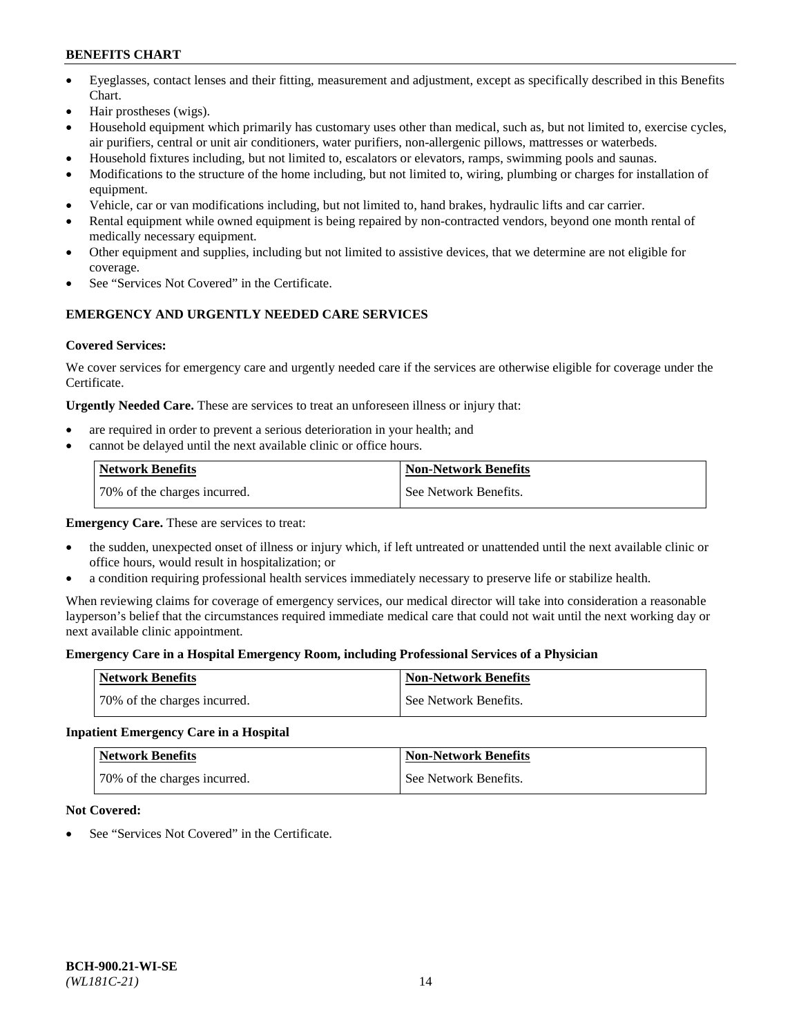- Eyeglasses, contact lenses and their fitting, measurement and adjustment, except as specifically described in this Benefits Chart.
- Hair prostheses (wigs).
- Household equipment which primarily has customary uses other than medical, such as, but not limited to, exercise cycles, air purifiers, central or unit air conditioners, water purifiers, non-allergenic pillows, mattresses or waterbeds.
- Household fixtures including, but not limited to, escalators or elevators, ramps, swimming pools and saunas.
- Modifications to the structure of the home including, but not limited to, wiring, plumbing or charges for installation of equipment.
- Vehicle, car or van modifications including, but not limited to, hand brakes, hydraulic lifts and car carrier.
- Rental equipment while owned equipment is being repaired by non-contracted vendors, beyond one month rental of medically necessary equipment.
- Other equipment and supplies, including but not limited to assistive devices, that we determine are not eligible for coverage.
- See "Services Not Covered" in the Certificate.

### EMERGENCY AND URGENTLY NEEDED CARE SERVICES

**Covered Services:**

We cover services for emergency care and urgently needed care if the services are otherwise eligible for coverage under the Certificate.

**Urgently Needed Care.** These are services to treat an unforeseen illness or injury that:

- are required in order to prevent a serious deterioration in your health; and
- cannot be delayed until the next available clinic or office hours.

| Network Benefits | Non-Network Benefits |
|---|---|
| 70% of the charges incurred. | See Network Benefits. |

**Emergency Care.** These are services to treat:

- the sudden, unexpected onset of illness or injury which, if left untreated or unattended until the next available clinic or office hours, would result in hospitalization; or
- a condition requiring professional health services immediately necessary to preserve life or stabilize health.

When reviewing claims for coverage of emergency services, our medical director will take into consideration a reasonable layperson's belief that the circumstances required immediate medical care that could not wait until the next working day or next available clinic appointment.

**Emergency Care in a Hospital Emergency Room, including Professional Services of a Physician**

| Network Benefits | Non-Network Benefits |
|---|---|
| 70% of the charges incurred. | See Network Benefits. |

**Inpatient Emergency Care in a Hospital**

| Network Benefits | Non-Network Benefits |
|---|---|
| 70% of the charges incurred. | See Network Benefits. |

**Not Covered:**

- See "Services Not Covered" in the Certificate.

BCH-900.21-WI-SE
*(WL181C-21)*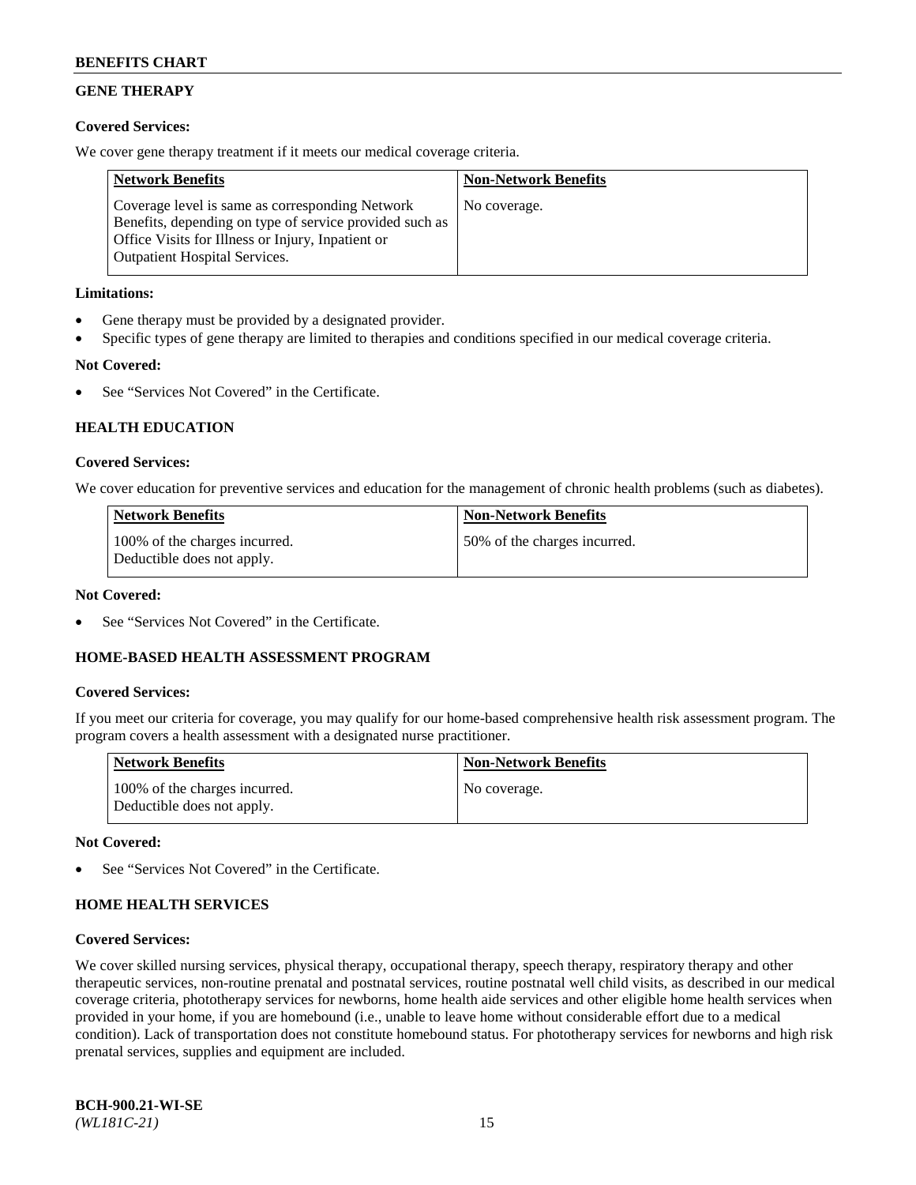## GENE THERAPY

**Covered Services:**

We cover gene therapy treatment if it meets our medical coverage criteria.

| Network Benefits | Non-Network Benefits |
|---|---|
| Coverage level is same as corresponding Network Benefits, depending on type of service provided such as Office Visits for Illness or Injury, Inpatient or Outpatient Hospital Services. | No coverage. |

**Limitations:**

- Gene therapy must be provided by a designated provider.
- Specific types of gene therapy are limited to therapies and conditions specified in our medical coverage criteria.

**Not Covered:**

- See "Services Not Covered" in the Certificate.

## HEALTH EDUCATION

**Covered Services:**

We cover education for preventive services and education for the management of chronic health problems (such as diabetes).

| Network Benefits | Non-Network Benefits |
|---|---|
| 100% of the charges incurred. Deductible does not apply. | 50% of the charges incurred. |

**Not Covered:**

- See "Services Not Covered" in the Certificate.

## HOME-BASED HEALTH ASSESSMENT PROGRAM

**Covered Services:**

If you meet our criteria for coverage, you may qualify for our home-based comprehensive health risk assessment program. The program covers a health assessment with a designated nurse practitioner.

| Network Benefits | Non-Network Benefits |
|---|---|
| 100% of the charges incurred. Deductible does not apply. | No coverage. |

**Not Covered:**

- See "Services Not Covered" in the Certificate.

## HOME HEALTH SERVICES

**Covered Services:**

We cover skilled nursing services, physical therapy, occupational therapy, speech therapy, respiratory therapy and other therapeutic services, non-routine prenatal and postnatal services, routine postnatal well child visits, as described in our medical coverage criteria, phototherapy services for newborns, home health aide services and other eligible home health services when provided in your home, if you are homebound (i.e., unable to leave home without considerable effort due to a medical condition). Lack of transportation does not constitute homebound status. For phototherapy services for newborns and high risk prenatal services, supplies and equipment are included.

**BCH-900.21-WI-SE**
*(WL181C-21)*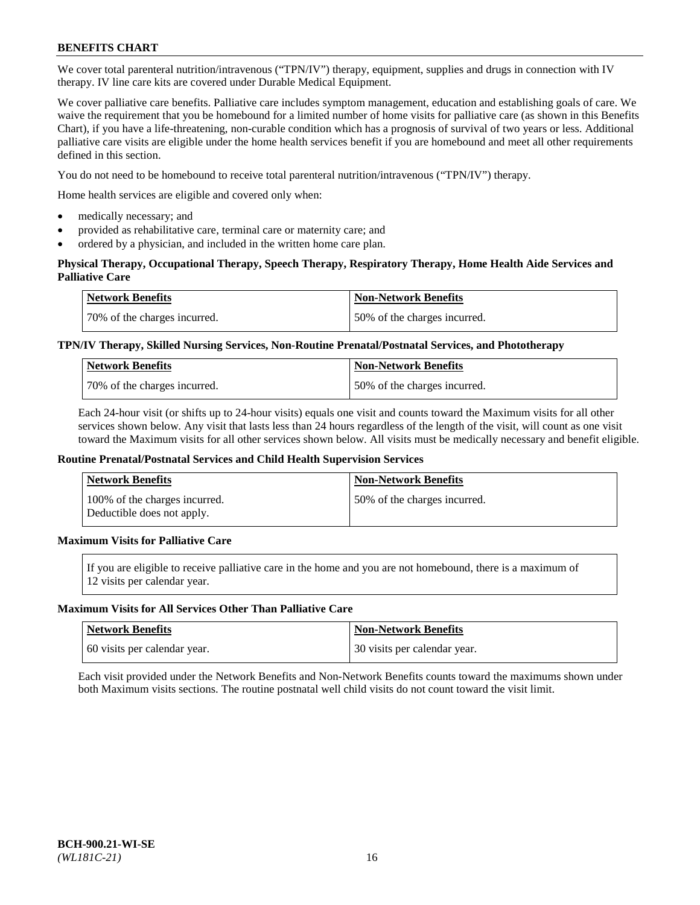We cover total parenteral nutrition/intravenous ("TPN/IV") therapy, equipment, supplies and drugs in connection with IV therapy. IV line care kits are covered under Durable Medical Equipment.

We cover palliative care benefits. Palliative care includes symptom management, education and establishing goals of care. We waive the requirement that you be homebound for a limited number of home visits for palliative care (as shown in this Benefits Chart), if you have a life-threatening, non-curable condition which has a prognosis of survival of two years or less. Additional palliative care visits are eligible under the home health services benefit if you are homebound and meet all other requirements defined in this section.

You do not need to be homebound to receive total parenteral nutrition/intravenous ("TPN/IV") therapy.

Home health services are eligible and covered only when:

- medically necessary; and
- provided as rehabilitative care, terminal care or maternity care; and
- ordered by a physician, and included in the written home care plan.

**Physical Therapy, Occupational Therapy, Speech Therapy, Respiratory Therapy, Home Health Aide Services and Palliative Care**

| Network Benefits | Non-Network Benefits |
|---|---|
| 70% of the charges incurred. | 50% of the charges incurred. |

**TPN/IV Therapy, Skilled Nursing Services, Non-Routine Prenatal/Postnatal Services, and Phototherapy**

| Network Benefits | Non-Network Benefits |
|---|---|
| 70% of the charges incurred. | 50% of the charges incurred. |

Each 24-hour visit (or shifts up to 24-hour visits) equals one visit and counts toward the Maximum visits for all other services shown below. Any visit that lasts less than 24 hours regardless of the length of the visit, will count as one visit toward the Maximum visits for all other services shown below. All visits must be medically necessary and benefit eligible.

**Routine Prenatal/Postnatal Services and Child Health Supervision Services**

| Network Benefits | Non-Network Benefits |
|---|---|
| 100% of the charges incurred. Deductible does not apply. | 50% of the charges incurred. |

**Maximum Visits for Palliative Care**

If you are eligible to receive palliative care in the home and you are not homebound, there is a maximum of 12 visits per calendar year.

**Maximum Visits for All Services Other Than Palliative Care**

| Network Benefits | Non-Network Benefits |
|---|---|
| 60 visits per calendar year. | 30 visits per calendar year. |

Each visit provided under the Network Benefits and Non-Network Benefits counts toward the maximums shown under both Maximum visits sections. The routine postnatal well child visits do not count toward the visit limit.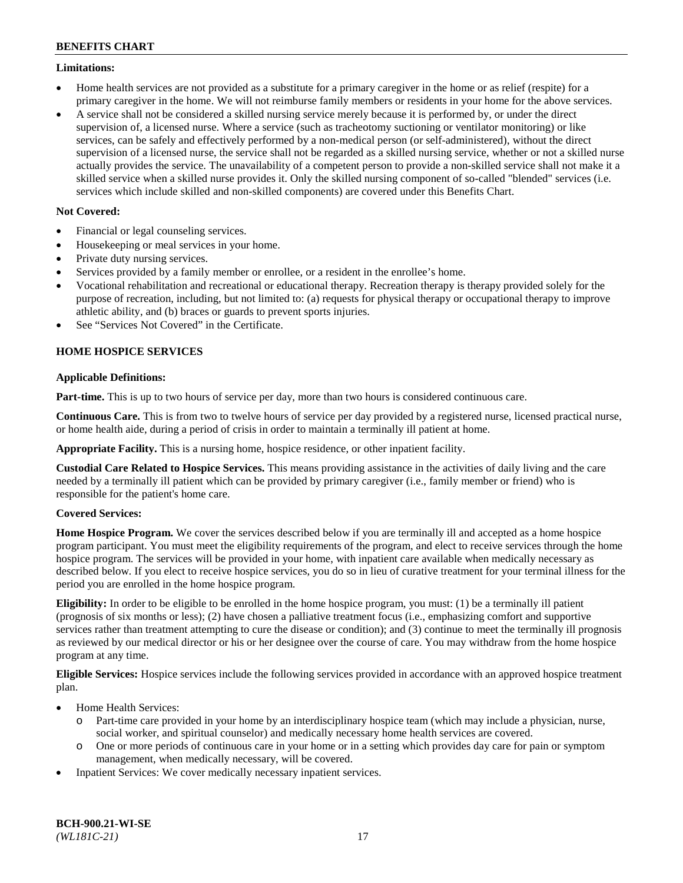**Limitations:**

- Home health services are not provided as a substitute for a primary caregiver in the home or as relief (respite) for a primary caregiver in the home. We will not reimburse family members or residents in your home for the above services.
- A service shall not be considered a skilled nursing service merely because it is performed by, or under the direct supervision of, a licensed nurse. Where a service (such as tracheotomy suctioning or ventilator monitoring) or like services, can be safely and effectively performed by a non-medical person (or self-administered), without the direct supervision of a licensed nurse, the service shall not be regarded as a skilled nursing service, whether or not a skilled nurse actually provides the service. The unavailability of a competent person to provide a non-skilled service shall not make it a skilled service when a skilled nurse provides it. Only the skilled nursing component of so-called "blended" services (i.e. services which include skilled and non-skilled components) are covered under this Benefits Chart.

**Not Covered:**

- Financial or legal counseling services.
- Housekeeping or meal services in your home.
- Private duty nursing services.
- Services provided by a family member or enrollee, or a resident in the enrollee's home.
- Vocational rehabilitation and recreational or educational therapy. Recreation therapy is therapy provided solely for the purpose of recreation, including, but not limited to: (a) requests for physical therapy or occupational therapy to improve athletic ability, and (b) braces or guards to prevent sports injuries.
- See "Services Not Covered" in the Certificate.

**HOME HOSPICE SERVICES**

**Applicable Definitions:**

**Part-time.** This is up to two hours of service per day, more than two hours is considered continuous care.

**Continuous Care.** This is from two to twelve hours of service per day provided by a registered nurse, licensed practical nurse, or home health aide, during a period of crisis in order to maintain a terminally ill patient at home.

**Appropriate Facility.** This is a nursing home, hospice residence, or other inpatient facility.

**Custodial Care Related to Hospice Services.** This means providing assistance in the activities of daily living and the care needed by a terminally ill patient which can be provided by primary caregiver (i.e., family member or friend) who is responsible for the patient's home care.

**Covered Services:**

**Home Hospice Program.** We cover the services described below if you are terminally ill and accepted as a home hospice program participant. You must meet the eligibility requirements of the program, and elect to receive services through the home hospice program. The services will be provided in your home, with inpatient care available when medically necessary as described below. If you elect to receive hospice services, you do so in lieu of curative treatment for your terminal illness for the period you are enrolled in the home hospice program.

**Eligibility:** In order to be eligible to be enrolled in the home hospice program, you must: (1) be a terminally ill patient (prognosis of six months or less); (2) have chosen a palliative treatment focus (i.e., emphasizing comfort and supportive services rather than treatment attempting to cure the disease or condition); and (3) continue to meet the terminally ill prognosis as reviewed by our medical director or his or her designee over the course of care. You may withdraw from the home hospice program at any time.

**Eligible Services:** Hospice services include the following services provided in accordance with an approved hospice treatment plan.

- Home Health Services:
  - Part-time care provided in your home by an interdisciplinary hospice team (which may include a physician, nurse, social worker, and spiritual counselor) and medically necessary home health services are covered.
  - One or more periods of continuous care in your home or in a setting which provides day care for pain or symptom management, when medically necessary, will be covered.
- Inpatient Services: We cover medically necessary inpatient services.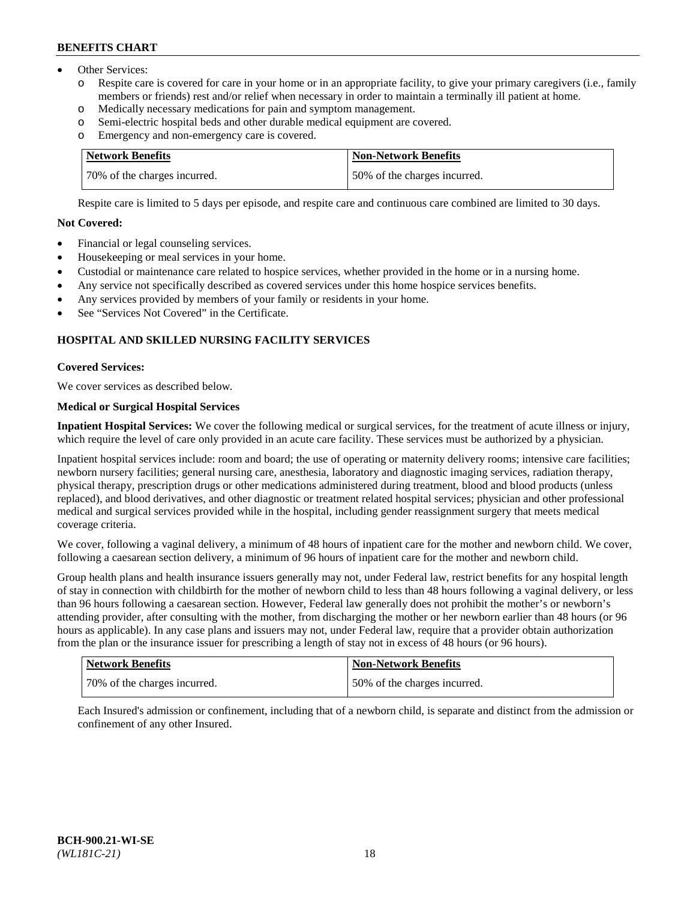- Other Services:
  - Respite care is covered for care in your home or in an appropriate facility, to give your primary caregivers (i.e., family members or friends) rest and/or relief when necessary in order to maintain a terminally ill patient at home.
  - Medically necessary medications for pain and symptom management.
  - Semi-electric hospital beds and other durable medical equipment are covered.
  - Emergency and non-emergency care is covered.

| Network Benefits | Non-Network Benefits |
| --- | --- |
| 70% of the charges incurred. | 50% of the charges incurred. |

Respite care is limited to 5 days per episode, and respite care and continuous care combined are limited to 30 days.

**Not Covered:**

- Financial or legal counseling services.
- Housekeeping or meal services in your home.
- Custodial or maintenance care related to hospice services, whether provided in the home or in a nursing home.
- Any service not specifically described as covered services under this home hospice services benefits.
- Any services provided by members of your family or residents in your home.
- See "Services Not Covered" in the Certificate.

### HOSPITAL AND SKILLED NURSING FACILITY SERVICES

**Covered Services:**

We cover services as described below.

**Medical or Surgical Hospital Services**

**Inpatient Hospital Services:** We cover the following medical or surgical services, for the treatment of acute illness or injury, which require the level of care only provided in an acute care facility. These services must be authorized by a physician.

Inpatient hospital services include: room and board; the use of operating or maternity delivery rooms; intensive care facilities; newborn nursery facilities; general nursing care, anesthesia, laboratory and diagnostic imaging services, radiation therapy, physical therapy, prescription drugs or other medications administered during treatment, blood and blood products (unless replaced), and blood derivatives, and other diagnostic or treatment related hospital services; physician and other professional medical and surgical services provided while in the hospital, including gender reassignment surgery that meets medical coverage criteria.

We cover, following a vaginal delivery, a minimum of 48 hours of inpatient care for the mother and newborn child. We cover, following a caesarean section delivery, a minimum of 96 hours of inpatient care for the mother and newborn child.

Group health plans and health insurance issuers generally may not, under Federal law, restrict benefits for any hospital length of stay in connection with childbirth for the mother of newborn child to less than 48 hours following a vaginal delivery, or less than 96 hours following a caesarean section. However, Federal law generally does not prohibit the mother's or newborn's attending provider, after consulting with the mother, from discharging the mother or her newborn earlier than 48 hours (or 96 hours as applicable). In any case plans and issuers may not, under Federal law, require that a provider obtain authorization from the plan or the insurance issuer for prescribing a length of stay not in excess of 48 hours (or 96 hours).

| Network Benefits | Non-Network Benefits |
| --- | --- |
| 70% of the charges incurred. | 50% of the charges incurred. |

Each Insured's admission or confinement, including that of a newborn child, is separate and distinct from the admission or confinement of any other Insured.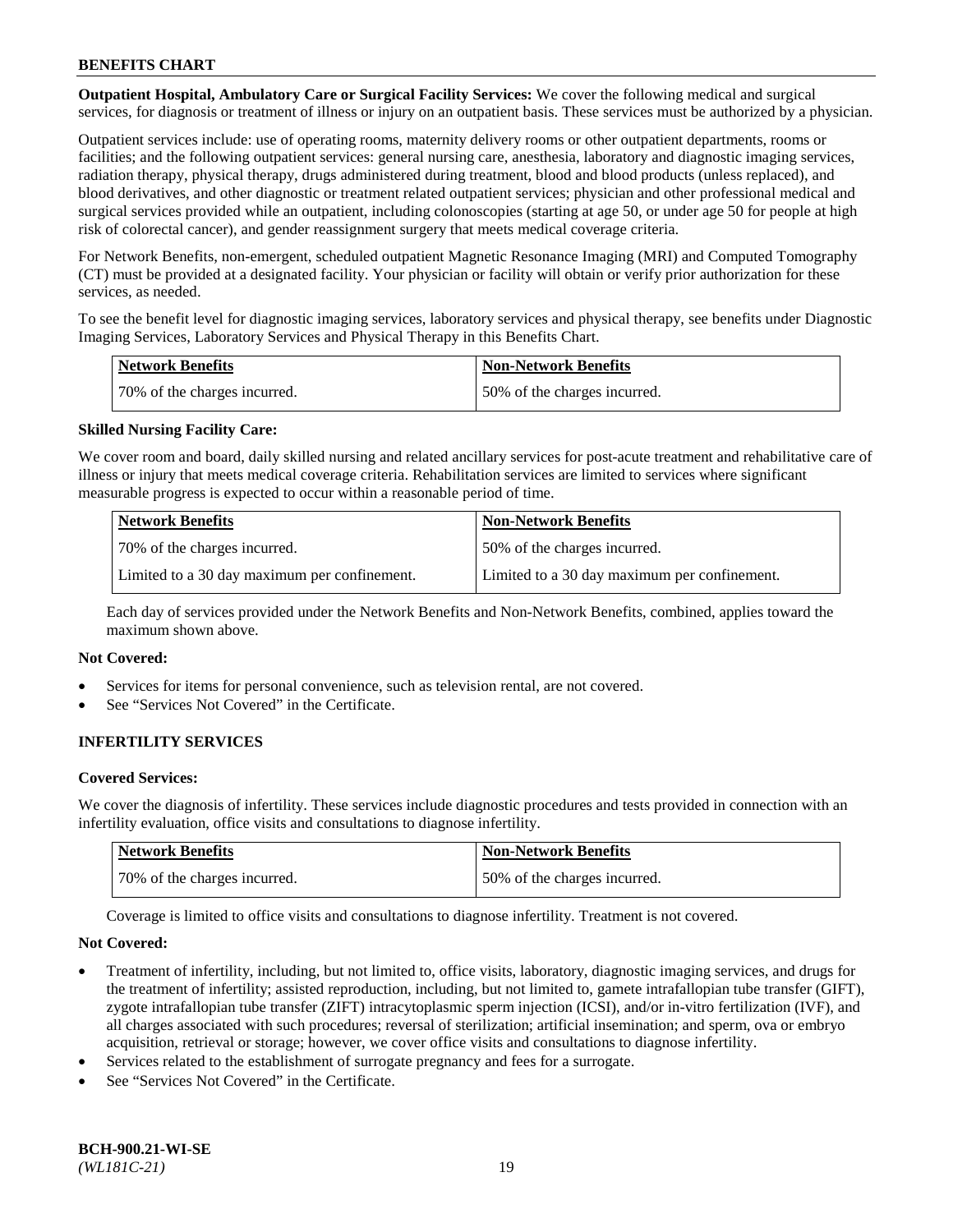**Outpatient Hospital, Ambulatory Care or Surgical Facility Services:** We cover the following medical and surgical services, for diagnosis or treatment of illness or injury on an outpatient basis. These services must be authorized by a physician.

Outpatient services include: use of operating rooms, maternity delivery rooms or other outpatient departments, rooms or facilities; and the following outpatient services: general nursing care, anesthesia, laboratory and diagnostic imaging services, radiation therapy, physical therapy, drugs administered during treatment, blood and blood products (unless replaced), and blood derivatives, and other diagnostic or treatment related outpatient services; physician and other professional medical and surgical services provided while an outpatient, including colonoscopies (starting at age 50, or under age 50 for people at high risk of colorectal cancer), and gender reassignment surgery that meets medical coverage criteria.

For Network Benefits, non-emergent, scheduled outpatient Magnetic Resonance Imaging (MRI) and Computed Tomography (CT) must be provided at a designated facility. Your physician or facility will obtain or verify prior authorization for these services, as needed.

To see the benefit level for diagnostic imaging services, laboratory services and physical therapy, see benefits under Diagnostic Imaging Services, Laboratory Services and Physical Therapy in this Benefits Chart.

| Network Benefits | Non-Network Benefits |
| --- | --- |
| 70% of the charges incurred. | 50% of the charges incurred. |

**Skilled Nursing Facility Care:**

We cover room and board, daily skilled nursing and related ancillary services for post-acute treatment and rehabilitative care of illness or injury that meets medical coverage criteria. Rehabilitation services are limited to services where significant measurable progress is expected to occur within a reasonable period of time.

| Network Benefits | Non-Network Benefits |
| --- | --- |
| 70% of the charges incurred. | 50% of the charges incurred. |
| Limited to a 30 day maximum per confinement. | Limited to a 30 day maximum per confinement. |

Each day of services provided under the Network Benefits and Non-Network Benefits, combined, applies toward the maximum shown above.

**Not Covered:**

- Services for items for personal convenience, such as television rental, are not covered.
- See "Services Not Covered" in the Certificate.

## INFERTILITY SERVICES

**Covered Services:**

We cover the diagnosis of infertility. These services include diagnostic procedures and tests provided in connection with an infertility evaluation, office visits and consultations to diagnose infertility.

| Network Benefits | Non-Network Benefits |
| --- | --- |
| 70% of the charges incurred. | 50% of the charges incurred. |

Coverage is limited to office visits and consultations to diagnose infertility. Treatment is not covered.

**Not Covered:**

- Treatment of infertility, including, but not limited to, office visits, laboratory, diagnostic imaging services, and drugs for the treatment of infertility; assisted reproduction, including, but not limited to, gamete intrafallopian tube transfer (GIFT), zygote intrafallopian tube transfer (ZIFT) intracytoplasmic sperm injection (ICSI), and/or in-vitro fertilization (IVF), and all charges associated with such procedures; reversal of sterilization; artificial insemination; and sperm, ova or embryo acquisition, retrieval or storage; however, we cover office visits and consultations to diagnose infertility.
- Services related to the establishment of surrogate pregnancy and fees for a surrogate.
- See "Services Not Covered" in the Certificate.

**BCH-900.21-WI-SE**
*(WL181C-21)*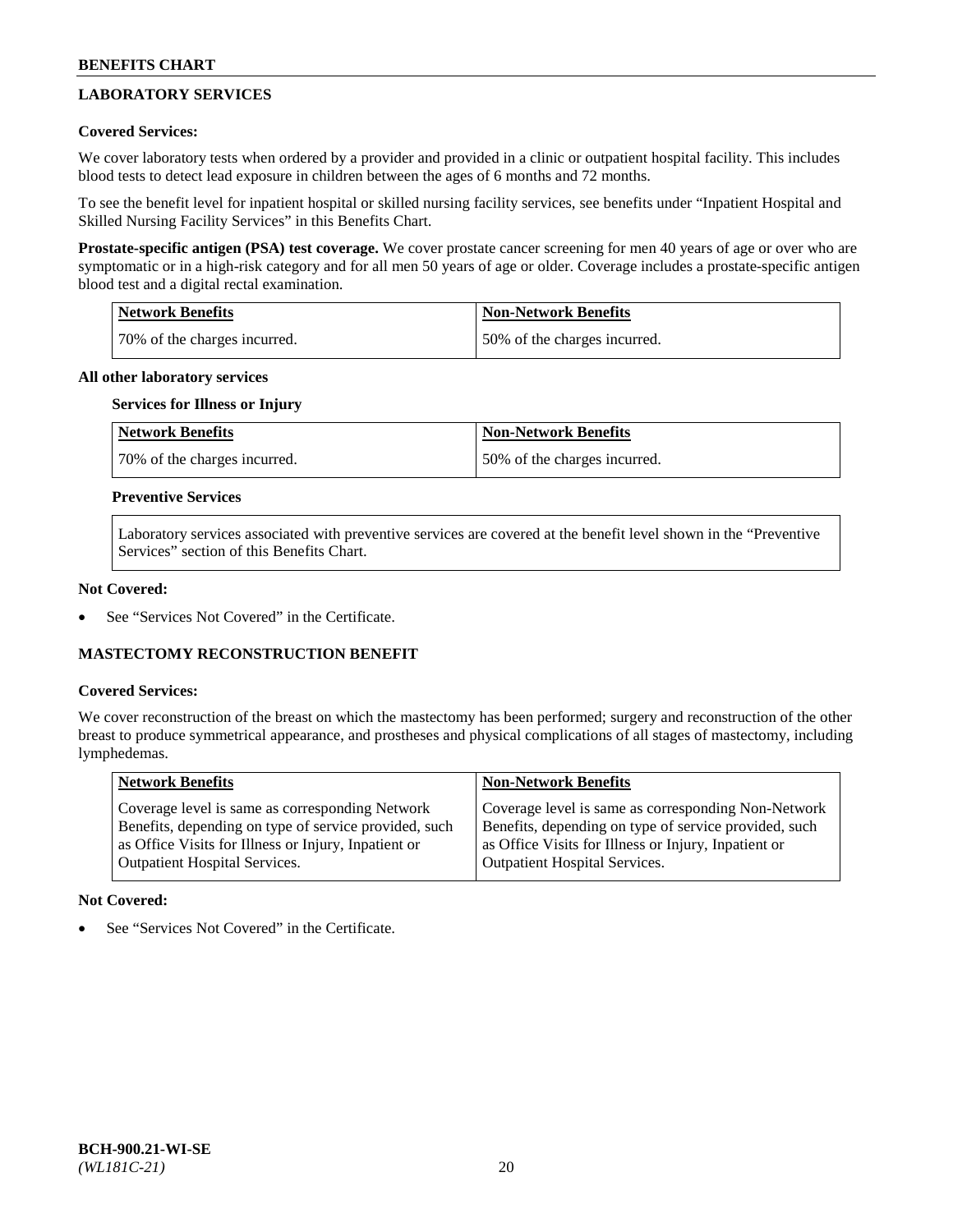## LABORATORY SERVICES

**Covered Services:**

We cover laboratory tests when ordered by a provider and provided in a clinic or outpatient hospital facility. This includes blood tests to detect lead exposure in children between the ages of 6 months and 72 months.

To see the benefit level for inpatient hospital or skilled nursing facility services, see benefits under "Inpatient Hospital and Skilled Nursing Facility Services" in this Benefits Chart.

**Prostate-specific antigen (PSA) test coverage.** We cover prostate cancer screening for men 40 years of age or over who are symptomatic or in a high-risk category and for all men 50 years of age or older. Coverage includes a prostate-specific antigen blood test and a digital rectal examination.

| Network Benefits | Non-Network Benefits |
|---|---|
| 70% of the charges incurred. | 50% of the charges incurred. |

**All other laboratory services**

**Services for Illness or Injury**

| Network Benefits | Non-Network Benefits |
|---|---|
| 70% of the charges incurred. | 50% of the charges incurred. |

**Preventive Services**

Laboratory services associated with preventive services are covered at the benefit level shown in the "Preventive Services" section of this Benefits Chart.

**Not Covered:**

- See "Services Not Covered" in the Certificate.

## MASTECTOMY RECONSTRUCTION BENEFIT

**Covered Services:**

We cover reconstruction of the breast on which the mastectomy has been performed; surgery and reconstruction of the other breast to produce symmetrical appearance, and prostheses and physical complications of all stages of mastectomy, including lymphedemas.

| Network Benefits | Non-Network Benefits |
|---|---|
| Coverage level is same as corresponding Network Benefits, depending on type of service provided, such as Office Visits for Illness or Injury, Inpatient or Outpatient Hospital Services. | Coverage level is same as corresponding Non-Network Benefits, depending on type of service provided, such as Office Visits for Illness or Injury, Inpatient or Outpatient Hospital Services. |

**Not Covered:**

- See "Services Not Covered" in the Certificate.

**BCH-900.21-WI-SE**
*(WL181C-21)*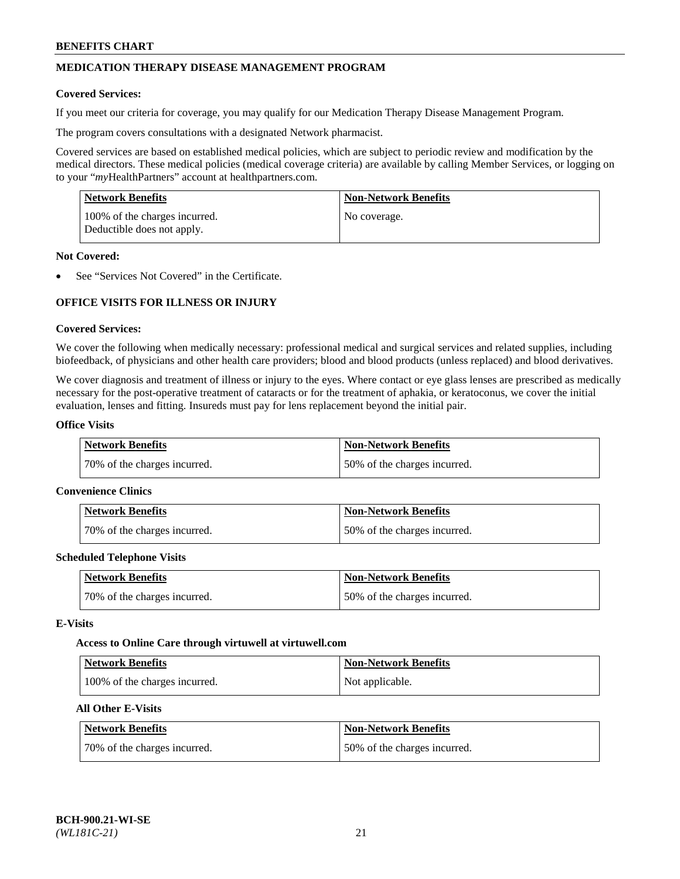## MEDICATION THERAPY DISEASE MANAGEMENT PROGRAM

**Covered Services:**

If you meet our criteria for coverage, you may qualify for our Medication Therapy Disease Management Program.

The program covers consultations with a designated Network pharmacist.

Covered services are based on established medical policies, which are subject to periodic review and modification by the medical directors. These medical policies (medical coverage criteria) are available by calling Member Services, or logging on to your "*my*HealthPartners" account at healthpartners.com.

| Network Benefits | Non-Network Benefits |
|---|---|
| 100% of the charges incurred. Deductible does not apply. | No coverage. |

**Not Covered:**

- See "Services Not Covered" in the Certificate.

## OFFICE VISITS FOR ILLNESS OR INJURY

**Covered Services:**

We cover the following when medically necessary: professional medical and surgical services and related supplies, including biofeedback, of physicians and other health care providers; blood and blood products (unless replaced) and blood derivatives.

We cover diagnosis and treatment of illness or injury to the eyes. Where contact or eye glass lenses are prescribed as medically necessary for the post-operative treatment of cataracts or for the treatment of aphakia, or keratoconus, we cover the initial evaluation, lenses and fitting. Insureds must pay for lens replacement beyond the initial pair.

**Office Visits**

| Network Benefits | Non-Network Benefits |
|---|---|
| 70% of the charges incurred. | 50% of the charges incurred. |

**Convenience Clinics**

| Network Benefits | Non-Network Benefits |
|---|---|
| 70% of the charges incurred. | 50% of the charges incurred. |

**Scheduled Telephone Visits**

| Network Benefits | Non-Network Benefits |
|---|---|
| 70% of the charges incurred. | 50% of the charges incurred. |

**E-Visits**

**Access to Online Care through virtuwell at virtuwell.com**

| Network Benefits | Non-Network Benefits |
|---|---|
| 100% of the charges incurred. | Not applicable. |

**All Other E-Visits**

| Network Benefits | Non-Network Benefits |
|---|---|
| 70% of the charges incurred. | 50% of the charges incurred. |

BCH-900.21-WI-SE
*(WL181C-21)*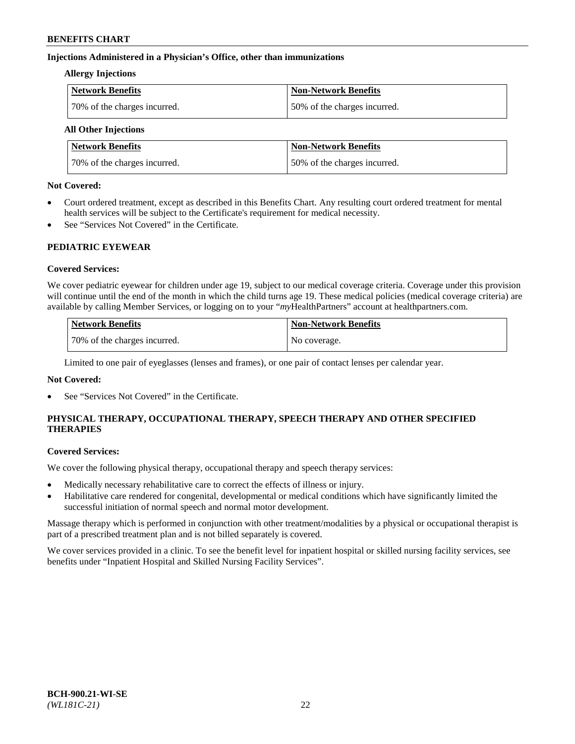### Injections Administered in a Physician's Office, other than immunizations

#### Allergy Injections

| Network Benefits | Non-Network Benefits |
| --- | --- |
| 70% of the charges incurred. | 50% of the charges incurred. |

#### All Other Injections

| Network Benefits | Non-Network Benefits |
| --- | --- |
| 70% of the charges incurred. | 50% of the charges incurred. |

**Not Covered:**

- Court ordered treatment, except as described in this Benefits Chart. Any resulting court ordered treatment for mental health services will be subject to the Certificate's requirement for medical necessity.
- See "Services Not Covered" in the Certificate.

## PEDIATRIC EYEWEAR

**Covered Services:**

We cover pediatric eyewear for children under age 19, subject to our medical coverage criteria. Coverage under this provision will continue until the end of the month in which the child turns age 19. These medical policies (medical coverage criteria) are available by calling Member Services, or logging on to your "*my*HealthPartners" account at healthpartners.com.

| Network Benefits | Non-Network Benefits |
| --- | --- |
| 70% of the charges incurred. | No coverage. |

Limited to one pair of eyeglasses (lenses and frames), or one pair of contact lenses per calendar year.

**Not Covered:**

- See "Services Not Covered" in the Certificate.

## PHYSICAL THERAPY, OCCUPATIONAL THERAPY, SPEECH THERAPY AND OTHER SPECIFIED THERAPIES

**Covered Services:**

We cover the following physical therapy, occupational therapy and speech therapy services:

- Medically necessary rehabilitative care to correct the effects of illness or injury.
- Habilitative care rendered for congenital, developmental or medical conditions which have significantly limited the successful initiation of normal speech and normal motor development.

Massage therapy which is performed in conjunction with other treatment/modalities by a physical or occupational therapist is part of a prescribed treatment plan and is not billed separately is covered.

We cover services provided in a clinic. To see the benefit level for inpatient hospital or skilled nursing facility services, see benefits under "Inpatient Hospital and Skilled Nursing Facility Services".

BCH-900.21-WI-SE
*(WL181C-21)*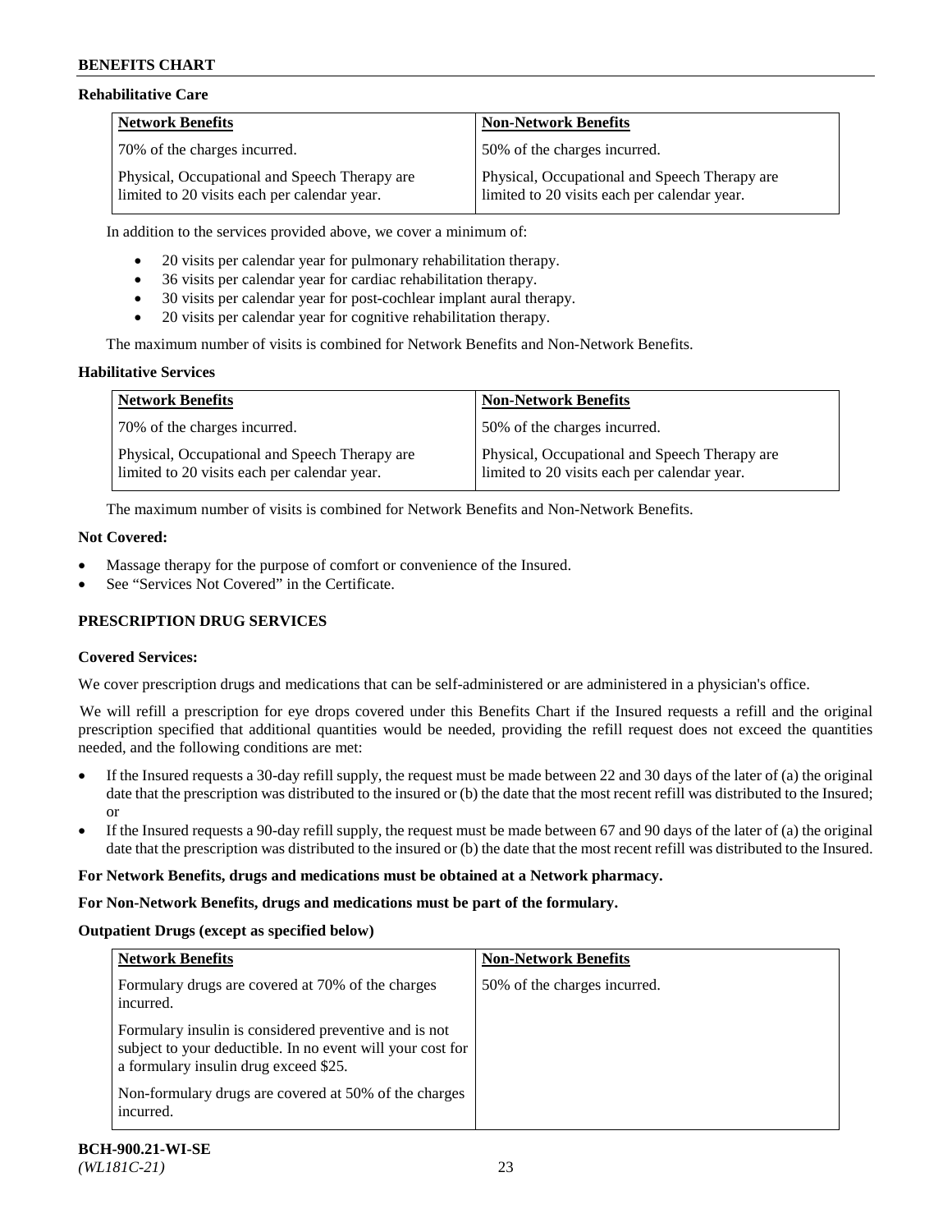**Rehabilitative Care**

| Network Benefits | Non-Network Benefits |
|---|---|
| 70% of the charges incurred. | 50% of the charges incurred. |
| Physical, Occupational and Speech Therapy are limited to 20 visits each per calendar year. | Physical, Occupational and Speech Therapy are limited to 20 visits each per calendar year. |

In addition to the services provided above, we cover a minimum of:

- 20 visits per calendar year for pulmonary rehabilitation therapy.
- 36 visits per calendar year for cardiac rehabilitation therapy.
- 30 visits per calendar year for post-cochlear implant aural therapy.
- 20 visits per calendar year for cognitive rehabilitation therapy.

The maximum number of visits is combined for Network Benefits and Non-Network Benefits.

**Habilitative Services**

| Network Benefits | Non-Network Benefits |
|---|---|
| 70% of the charges incurred. | 50% of the charges incurred. |
| Physical, Occupational and Speech Therapy are limited to 20 visits each per calendar year. | Physical, Occupational and Speech Therapy are limited to 20 visits each per calendar year. |

The maximum number of visits is combined for Network Benefits and Non-Network Benefits.

**Not Covered:**

- Massage therapy for the purpose of comfort or convenience of the Insured.
- See "Services Not Covered" in the Certificate.

**PRESCRIPTION DRUG SERVICES**

**Covered Services:**

We cover prescription drugs and medications that can be self-administered or are administered in a physician's office.

We will refill a prescription for eye drops covered under this Benefits Chart if the Insured requests a refill and the original prescription specified that additional quantities would be needed, providing the refill request does not exceed the quantities needed, and the following conditions are met:

- If the Insured requests a 30-day refill supply, the request must be made between 22 and 30 days of the later of (a) the original date that the prescription was distributed to the insured or (b) the date that the most recent refill was distributed to the Insured; or
- If the Insured requests a 90-day refill supply, the request must be made between 67 and 90 days of the later of (a) the original date that the prescription was distributed to the insured or (b) the date that the most recent refill was distributed to the Insured.

**For Network Benefits, drugs and medications must be obtained at a Network pharmacy.**

**For Non-Network Benefits, drugs and medications must be part of the formulary.**

**Outpatient Drugs (except as specified below)**

| Network Benefits | Non-Network Benefits |
|---|---|
| Formulary drugs are covered at 70% of the charges incurred.<br><br>Formulary insulin is considered preventive and is not subject to your deductible. In no event will your cost for a formulary insulin drug exceed $25.<br><br>Non-formulary drugs are covered at 50% of the charges incurred. | 50% of the charges incurred. |

**BCH-900.21-WI-SE**
*(WL181C-21)*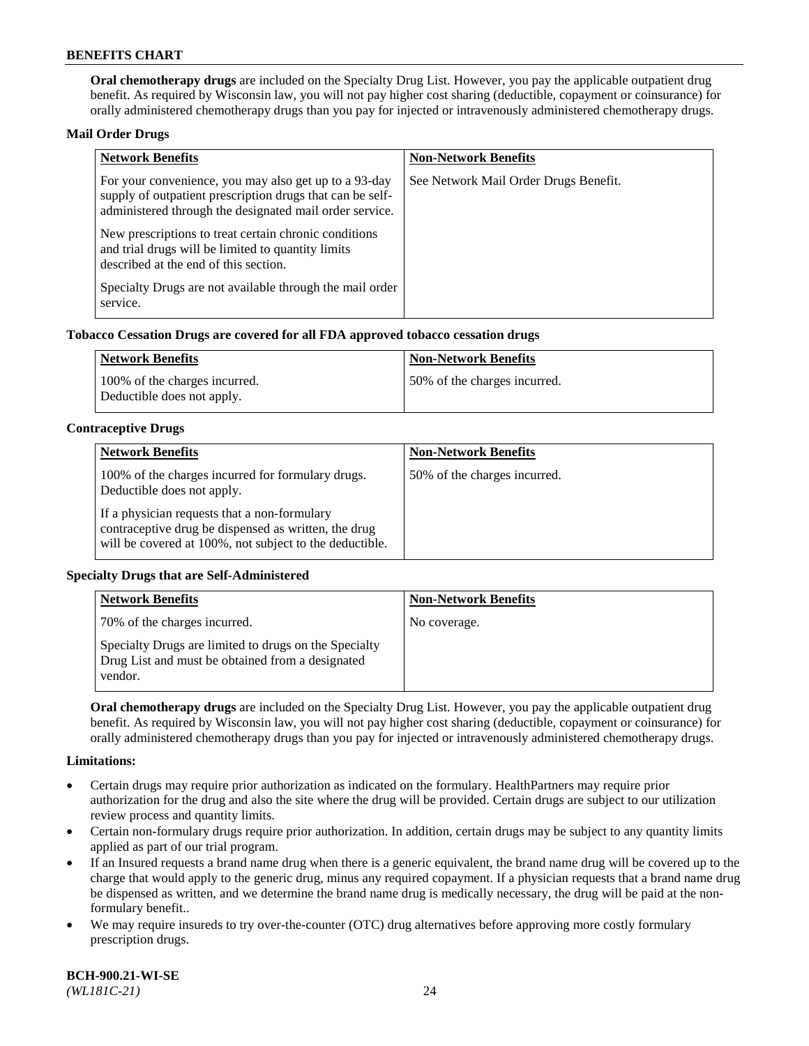**Oral chemotherapy drugs** are included on the Specialty Drug List. However, you pay the applicable outpatient drug benefit. As required by Wisconsin law, you will not pay higher cost sharing (deductible, copayment or coinsurance) for orally administered chemotherapy drugs than you pay for injected or intravenously administered chemotherapy drugs.

**Mail Order Drugs**

| Network Benefits | Non-Network Benefits |
|---|---|
| For your convenience, you may also get up to a 93-day supply of outpatient prescription drugs that can be self-administered through the designated mail order service.<br><br>New prescriptions to treat certain chronic conditions and trial drugs will be limited to quantity limits described at the end of this section.<br><br>Specialty Drugs are not available through the mail order service. | See Network Mail Order Drugs Benefit. |

**Tobacco Cessation Drugs are covered for all FDA approved tobacco cessation drugs**

| Network Benefits | Non-Network Benefits |
|---|---|
| 100% of the charges incurred.<br>Deductible does not apply. | 50% of the charges incurred. |

**Contraceptive Drugs**

| Network Benefits | Non-Network Benefits |
|---|---|
| 100% of the charges incurred for formulary drugs. Deductible does not apply.<br><br>If a physician requests that a non-formulary contraceptive drug be dispensed as written, the drug will be covered at 100%, not subject to the deductible. | 50% of the charges incurred. |

**Specialty Drugs that are Self-Administered**

| Network Benefits | Non-Network Benefits |
|---|---|
| 70% of the charges incurred.<br><br>Specialty Drugs are limited to drugs on the Specialty Drug List and must be obtained from a designated vendor. | No coverage. |

**Oral chemotherapy drugs** are included on the Specialty Drug List. However, you pay the applicable outpatient drug benefit. As required by Wisconsin law, you will not pay higher cost sharing (deductible, copayment or coinsurance) for orally administered chemotherapy drugs than you pay for injected or intravenously administered chemotherapy drugs.

**Limitations:**

- Certain drugs may require prior authorization as indicated on the formulary. HealthPartners may require prior authorization for the drug and also the site where the drug will be provided. Certain drugs are subject to our utilization review process and quantity limits.
- Certain non-formulary drugs require prior authorization. In addition, certain drugs may be subject to any quantity limits applied as part of our trial program.
- If an Insured requests a brand name drug when there is a generic equivalent, the brand name drug will be covered up to the charge that would apply to the generic drug, minus any required copayment. If a physician requests that a brand name drug be dispensed as written, and we determine the brand name drug is medically necessary, the drug will be paid at the non-formulary benefit..
- We may require insureds to try over-the-counter (OTC) drug alternatives before approving more costly formulary prescription drugs.

**BCH-900.21-WI-SE**
*(WL181C-21)*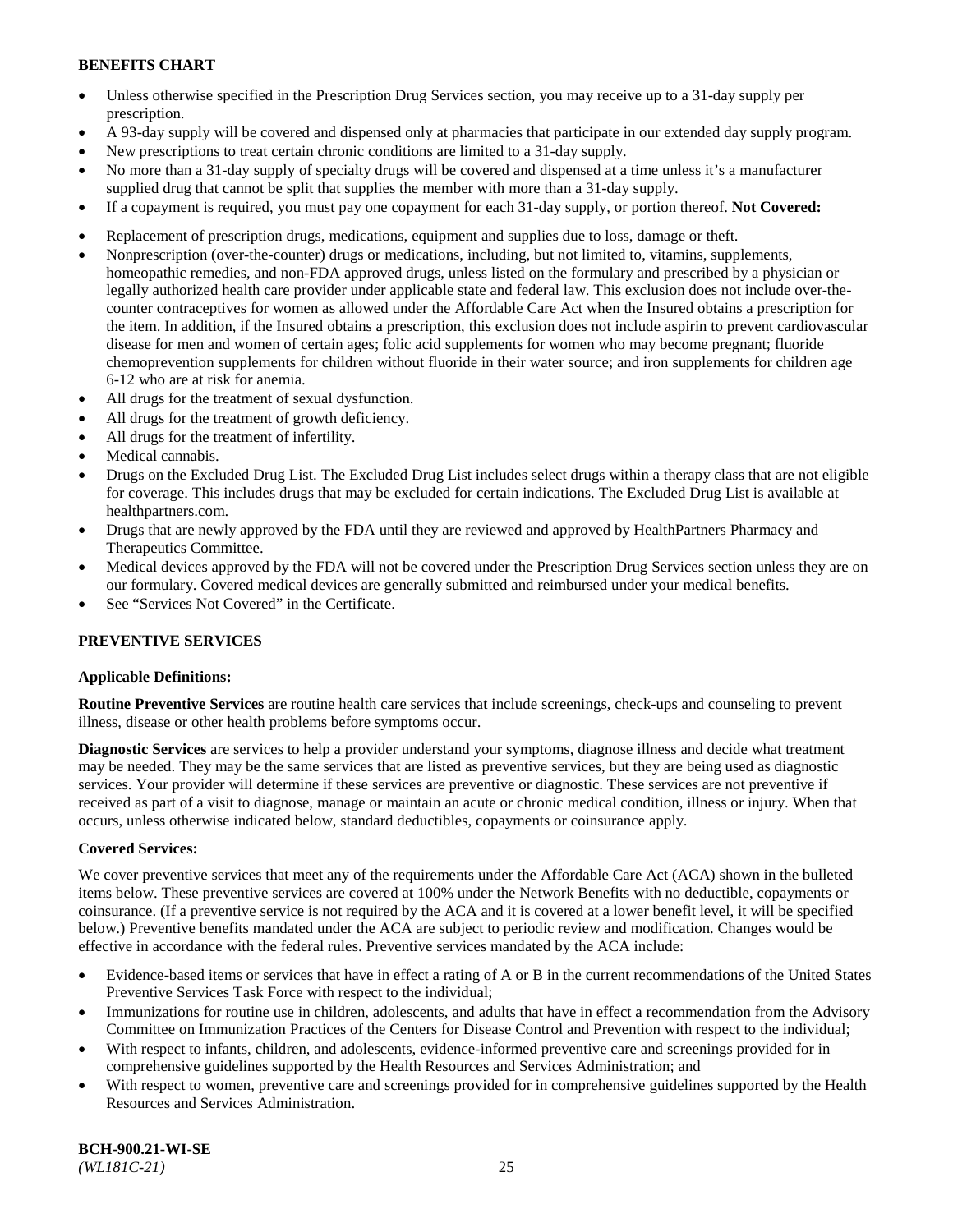- Unless otherwise specified in the Prescription Drug Services section, you may receive up to a 31-day supply per prescription.
- A 93-day supply will be covered and dispensed only at pharmacies that participate in our extended day supply program.
- New prescriptions to treat certain chronic conditions are limited to a 31-day supply.
- No more than a 31-day supply of specialty drugs will be covered and dispensed at a time unless it's a manufacturer supplied drug that cannot be split that supplies the member with more than a 31-day supply.
- If a copayment is required, you must pay one copayment for each 31-day supply, or portion thereof. **Not Covered:**
- Replacement of prescription drugs, medications, equipment and supplies due to loss, damage or theft.
- Nonprescription (over-the-counter) drugs or medications, including, but not limited to, vitamins, supplements, homeopathic remedies, and non-FDA approved drugs, unless listed on the formulary and prescribed by a physician or legally authorized health care provider under applicable state and federal law. This exclusion does not include over-the-counter contraceptives for women as allowed under the Affordable Care Act when the Insured obtains a prescription for the item. In addition, if the Insured obtains a prescription, this exclusion does not include aspirin to prevent cardiovascular disease for men and women of certain ages; folic acid supplements for women who may become pregnant; fluoride chemoprevention supplements for children without fluoride in their water source; and iron supplements for children age 6-12 who are at risk for anemia.
- All drugs for the treatment of sexual dysfunction.
- All drugs for the treatment of growth deficiency.
- All drugs for the treatment of infertility.
- Medical cannabis.
- Drugs on the Excluded Drug List. The Excluded Drug List includes select drugs within a therapy class that are not eligible for coverage. This includes drugs that may be excluded for certain indications. The Excluded Drug List is available at healthpartners.com.
- Drugs that are newly approved by the FDA until they are reviewed and approved by HealthPartners Pharmacy and Therapeutics Committee.
- Medical devices approved by the FDA will not be covered under the Prescription Drug Services section unless they are on our formulary. Covered medical devices are generally submitted and reimbursed under your medical benefits.
- See "Services Not Covered" in the Certificate.

## PREVENTIVE SERVICES

### Applicable Definitions:

**Routine Preventive Services** are routine health care services that include screenings, check-ups and counseling to prevent illness, disease or other health problems before symptoms occur.

**Diagnostic Services** are services to help a provider understand your symptoms, diagnose illness and decide what treatment may be needed. They may be the same services that are listed as preventive services, but they are being used as diagnostic services. Your provider will determine if these services are preventive or diagnostic. These services are not preventive if received as part of a visit to diagnose, manage or maintain an acute or chronic medical condition, illness or injury. When that occurs, unless otherwise indicated below, standard deductibles, copayments or coinsurance apply.

### Covered Services:

We cover preventive services that meet any of the requirements under the Affordable Care Act (ACA) shown in the bulleted items below. These preventive services are covered at 100% under the Network Benefits with no deductible, copayments or coinsurance. (If a preventive service is not required by the ACA and it is covered at a lower benefit level, it will be specified below.) Preventive benefits mandated under the ACA are subject to periodic review and modification. Changes would be effective in accordance with the federal rules. Preventive services mandated by the ACA include:

- Evidence-based items or services that have in effect a rating of A or B in the current recommendations of the United States Preventive Services Task Force with respect to the individual;
- Immunizations for routine use in children, adolescents, and adults that have in effect a recommendation from the Advisory Committee on Immunization Practices of the Centers for Disease Control and Prevention with respect to the individual;
- With respect to infants, children, and adolescents, evidence-informed preventive care and screenings provided for in comprehensive guidelines supported by the Health Resources and Services Administration; and
- With respect to women, preventive care and screenings provided for in comprehensive guidelines supported by the Health Resources and Services Administration.

**BCH-900.21-WI-SE**
*(WL181C-21)*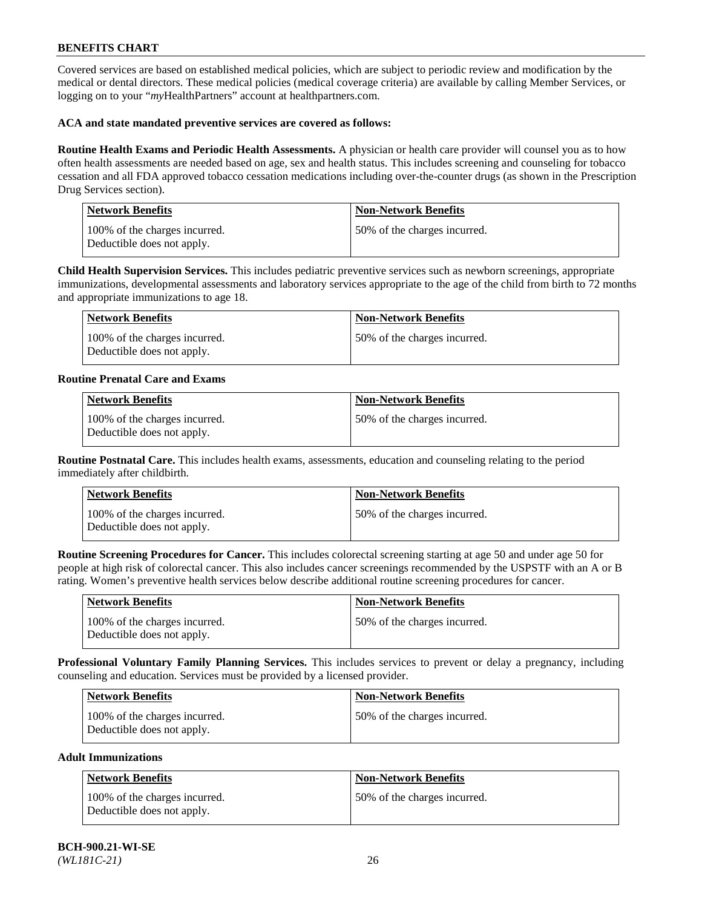Covered services are based on established medical policies, which are subject to periodic review and modification by the medical or dental directors. These medical policies (medical coverage criteria) are available by calling Member Services, or logging on to your "*my*HealthPartners" account at healthpartners.com.

**ACA and state mandated preventive services are covered as follows:**

**Routine Health Exams and Periodic Health Assessments.** A physician or health care provider will counsel you as to how often health assessments are needed based on age, sex and health status. This includes screening and counseling for tobacco cessation and all FDA approved tobacco cessation medications including over-the-counter drugs (as shown in the Prescription Drug Services section).

| Network Benefits | Non-Network Benefits |
|---|---|
| 100% of the charges incurred. Deductible does not apply. | 50% of the charges incurred. |

**Child Health Supervision Services.** This includes pediatric preventive services such as newborn screenings, appropriate immunizations, developmental assessments and laboratory services appropriate to the age of the child from birth to 72 months and appropriate immunizations to age 18.

| Network Benefits | Non-Network Benefits |
|---|---|
| 100% of the charges incurred. Deductible does not apply. | 50% of the charges incurred. |

**Routine Prenatal Care and Exams**

| Network Benefits | Non-Network Benefits |
|---|---|
| 100% of the charges incurred. Deductible does not apply. | 50% of the charges incurred. |

**Routine Postnatal Care.** This includes health exams, assessments, education and counseling relating to the period immediately after childbirth.

| Network Benefits | Non-Network Benefits |
|---|---|
| 100% of the charges incurred. Deductible does not apply. | 50% of the charges incurred. |

**Routine Screening Procedures for Cancer.** This includes colorectal screening starting at age 50 and under age 50 for people at high risk of colorectal cancer. This also includes cancer screenings recommended by the USPSTF with an A or B rating. Women's preventive health services below describe additional routine screening procedures for cancer.

| Network Benefits | Non-Network Benefits |
|---|---|
| 100% of the charges incurred. Deductible does not apply. | 50% of the charges incurred. |

**Professional Voluntary Family Planning Services.** This includes services to prevent or delay a pregnancy, including counseling and education. Services must be provided by a licensed provider.

| Network Benefits | Non-Network Benefits |
|---|---|
| 100% of the charges incurred. Deductible does not apply. | 50% of the charges incurred. |

**Adult Immunizations**

| Network Benefits | Non-Network Benefits |
|---|---|
| 100% of the charges incurred. Deductible does not apply. | 50% of the charges incurred. |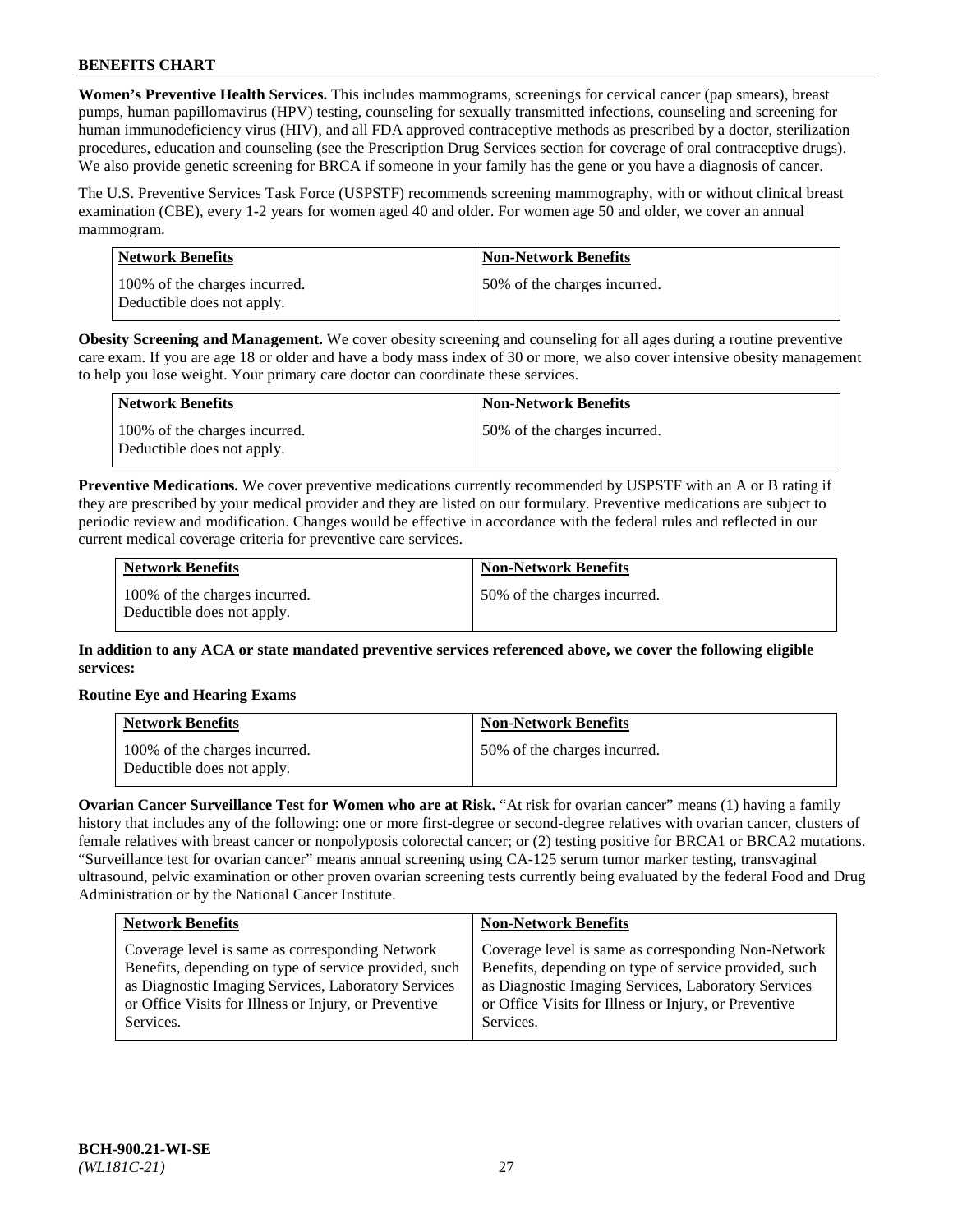**Women's Preventive Health Services.** This includes mammograms, screenings for cervical cancer (pap smears), breast pumps, human papillomavirus (HPV) testing, counseling for sexually transmitted infections, counseling and screening for human immunodeficiency virus (HIV), and all FDA approved contraceptive methods as prescribed by a doctor, sterilization procedures, education and counseling (see the Prescription Drug Services section for coverage of oral contraceptive drugs). We also provide genetic screening for BRCA if someone in your family has the gene or you have a diagnosis of cancer.

The U.S. Preventive Services Task Force (USPSTF) recommends screening mammography, with or without clinical breast examination (CBE), every 1-2 years for women aged 40 and older. For women age 50 and older, we cover an annual mammogram.

| Network Benefits | Non-Network Benefits |
|---|---|
| 100% of the charges incurred. Deductible does not apply. | 50% of the charges incurred. |

**Obesity Screening and Management.** We cover obesity screening and counseling for all ages during a routine preventive care exam. If you are age 18 or older and have a body mass index of 30 or more, we also cover intensive obesity management to help you lose weight. Your primary care doctor can coordinate these services.

| Network Benefits | Non-Network Benefits |
|---|---|
| 100% of the charges incurred. Deductible does not apply. | 50% of the charges incurred. |

**Preventive Medications.** We cover preventive medications currently recommended by USPSTF with an A or B rating if they are prescribed by your medical provider and they are listed on our formulary. Preventive medications are subject to periodic review and modification. Changes would be effective in accordance with the federal rules and reflected in our current medical coverage criteria for preventive care services.

| Network Benefits | Non-Network Benefits |
|---|---|
| 100% of the charges incurred. Deductible does not apply. | 50% of the charges incurred. |

**In addition to any ACA or state mandated preventive services referenced above, we cover the following eligible services:**

**Routine Eye and Hearing Exams**

| Network Benefits | Non-Network Benefits |
|---|---|
| 100% of the charges incurred. Deductible does not apply. | 50% of the charges incurred. |

**Ovarian Cancer Surveillance Test for Women who are at Risk.** "At risk for ovarian cancer" means (1) having a family history that includes any of the following: one or more first-degree or second-degree relatives with ovarian cancer, clusters of female relatives with breast cancer or nonpolyposis colorectal cancer; or (2) testing positive for BRCA1 or BRCA2 mutations. "Surveillance test for ovarian cancer" means annual screening using CA-125 serum tumor marker testing, transvaginal ultrasound, pelvic examination or other proven ovarian screening tests currently being evaluated by the federal Food and Drug Administration or by the National Cancer Institute.

| Network Benefits | Non-Network Benefits |
|---|---|
| Coverage level is same as corresponding Network Benefits, depending on type of service provided, such as Diagnostic Imaging Services, Laboratory Services or Office Visits for Illness or Injury, or Preventive Services. | Coverage level is same as corresponding Non-Network Benefits, depending on type of service provided, such as Diagnostic Imaging Services, Laboratory Services or Office Visits for Illness or Injury, or Preventive Services. |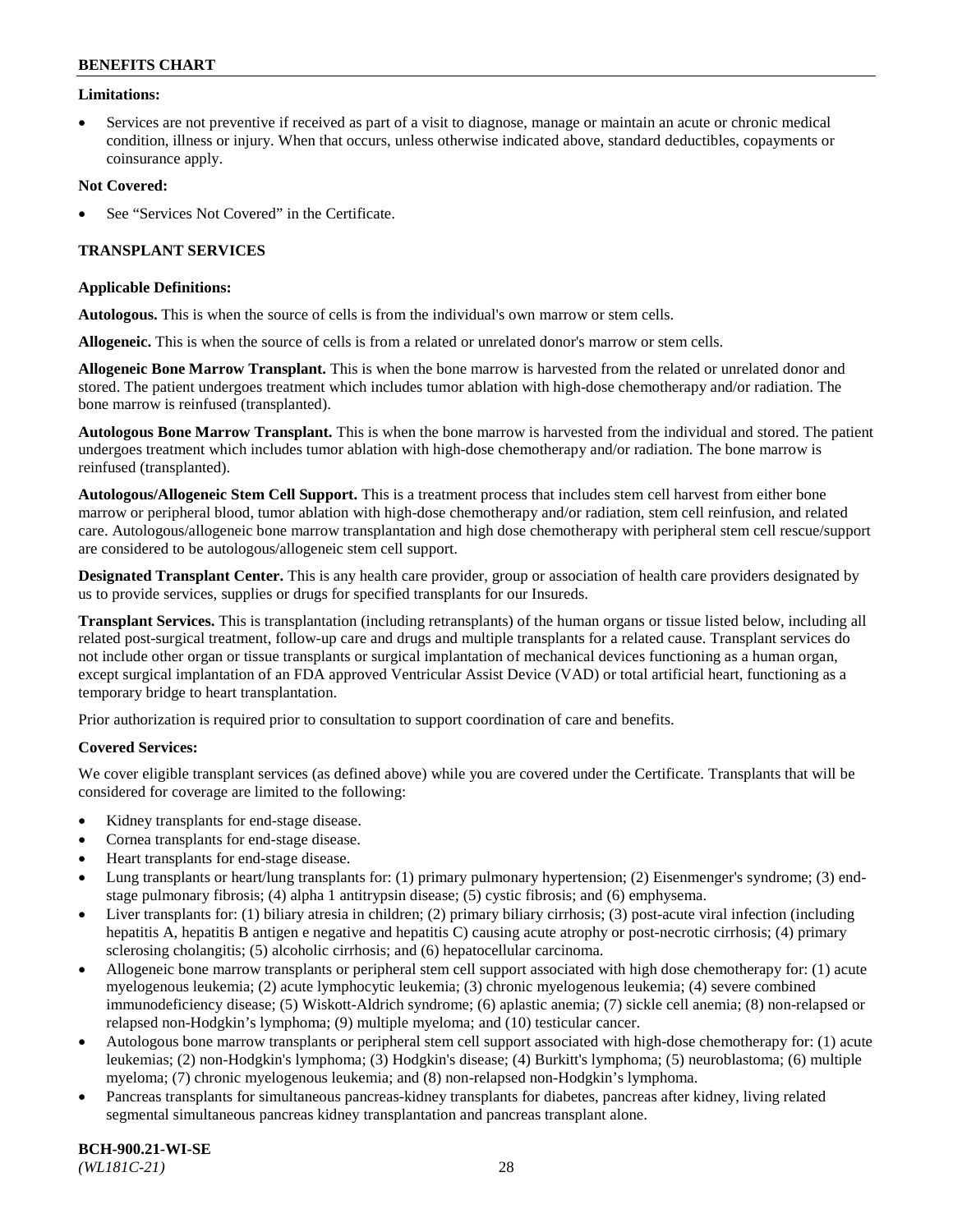**Limitations:**

- Services are not preventive if received as part of a visit to diagnose, manage or maintain an acute or chronic medical condition, illness or injury. When that occurs, unless otherwise indicated above, standard deductibles, copayments or coinsurance apply.

**Not Covered:**

- See "Services Not Covered" in the Certificate.

## TRANSPLANT SERVICES

**Applicable Definitions:**

**Autologous.** This is when the source of cells is from the individual's own marrow or stem cells.

**Allogeneic.** This is when the source of cells is from a related or unrelated donor's marrow or stem cells.

**Allogeneic Bone Marrow Transplant.** This is when the bone marrow is harvested from the related or unrelated donor and stored. The patient undergoes treatment which includes tumor ablation with high-dose chemotherapy and/or radiation. The bone marrow is reinfused (transplanted).

**Autologous Bone Marrow Transplant.** This is when the bone marrow is harvested from the individual and stored. The patient undergoes treatment which includes tumor ablation with high-dose chemotherapy and/or radiation. The bone marrow is reinfused (transplanted).

**Autologous/Allogeneic Stem Cell Support.** This is a treatment process that includes stem cell harvest from either bone marrow or peripheral blood, tumor ablation with high-dose chemotherapy and/or radiation, stem cell reinfusion, and related care. Autologous/allogeneic bone marrow transplantation and high dose chemotherapy with peripheral stem cell rescue/support are considered to be autologous/allogeneic stem cell support.

**Designated Transplant Center.** This is any health care provider, group or association of health care providers designated by us to provide services, supplies or drugs for specified transplants for our Insureds.

**Transplant Services.** This is transplantation (including retransplants) of the human organs or tissue listed below, including all related post-surgical treatment, follow-up care and drugs and multiple transplants for a related cause. Transplant services do not include other organ or tissue transplants or surgical implantation of mechanical devices functioning as a human organ, except surgical implantation of an FDA approved Ventricular Assist Device (VAD) or total artificial heart, functioning as a temporary bridge to heart transplantation.

Prior authorization is required prior to consultation to support coordination of care and benefits.

**Covered Services:**

We cover eligible transplant services (as defined above) while you are covered under the Certificate. Transplants that will be considered for coverage are limited to the following:

- Kidney transplants for end-stage disease.
- Cornea transplants for end-stage disease.
- Heart transplants for end-stage disease.
- Lung transplants or heart/lung transplants for: (1) primary pulmonary hypertension; (2) Eisenmenger's syndrome; (3) end-stage pulmonary fibrosis; (4) alpha 1 antitrypsin disease; (5) cystic fibrosis; and (6) emphysema.
- Liver transplants for: (1) biliary atresia in children; (2) primary biliary cirrhosis; (3) post-acute viral infection (including hepatitis A, hepatitis B antigen e negative and hepatitis C) causing acute atrophy or post-necrotic cirrhosis; (4) primary sclerosing cholangitis; (5) alcoholic cirrhosis; and (6) hepatocellular carcinoma.
- Allogeneic bone marrow transplants or peripheral stem cell support associated with high dose chemotherapy for: (1) acute myelogenous leukemia; (2) acute lymphocytic leukemia; (3) chronic myelogenous leukemia; (4) severe combined immunodeficiency disease; (5) Wiskott-Aldrich syndrome; (6) aplastic anemia; (7) sickle cell anemia; (8) non-relapsed or relapsed non-Hodgkin's lymphoma; (9) multiple myeloma; and (10) testicular cancer.
- Autologous bone marrow transplants or peripheral stem cell support associated with high-dose chemotherapy for: (1) acute leukemias; (2) non-Hodgkin's lymphoma; (3) Hodgkin's disease; (4) Burkitt's lymphoma; (5) neuroblastoma; (6) multiple myeloma; (7) chronic myelogenous leukemia; and (8) non-relapsed non-Hodgkin's lymphoma.
- Pancreas transplants for simultaneous pancreas-kidney transplants for diabetes, pancreas after kidney, living related segmental simultaneous pancreas kidney transplantation and pancreas transplant alone.

**BCH-900.21-WI-SE**
*(WL181C-21)*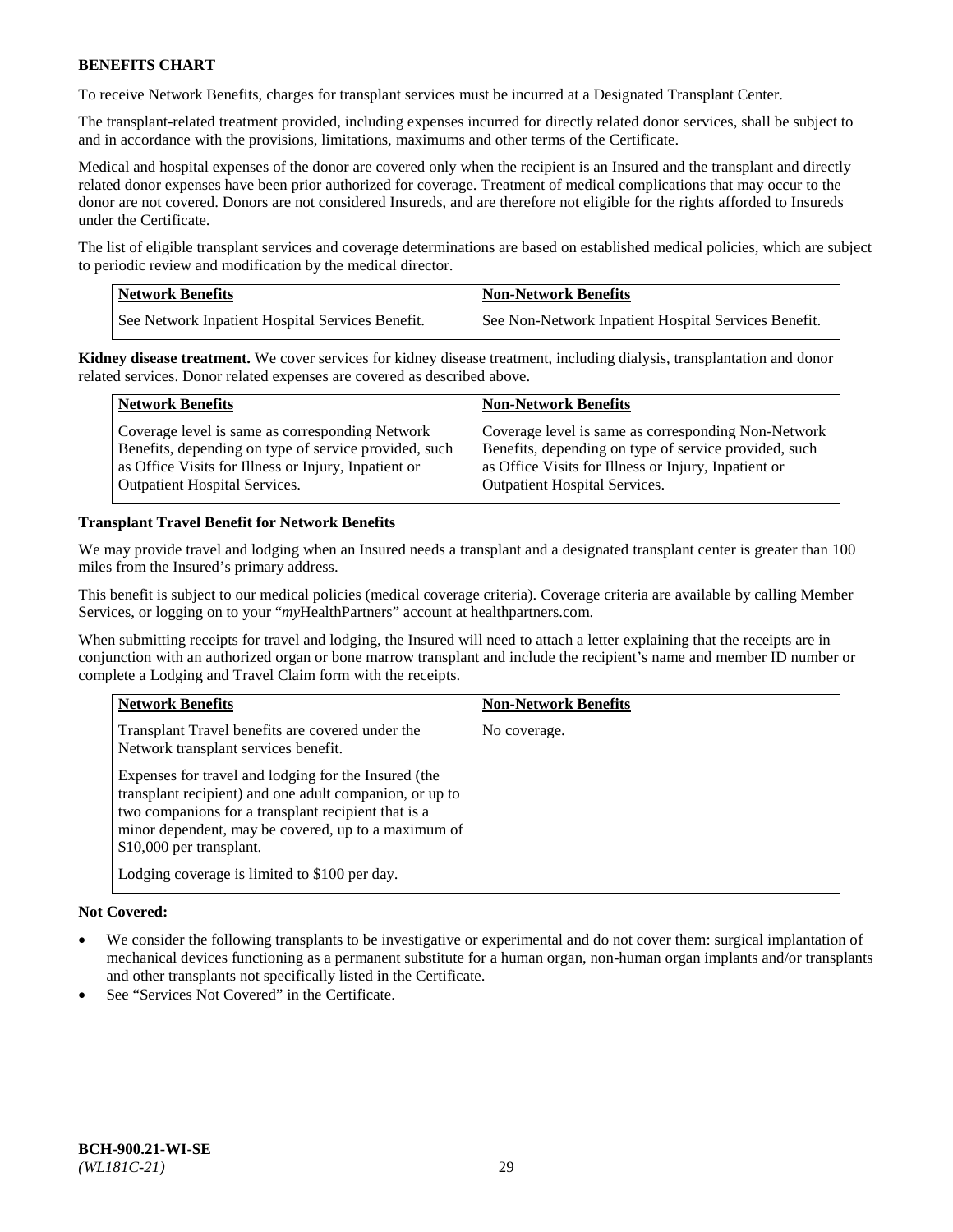To receive Network Benefits, charges for transplant services must be incurred at a Designated Transplant Center.

The transplant-related treatment provided, including expenses incurred for directly related donor services, shall be subject to and in accordance with the provisions, limitations, maximums and other terms of the Certificate.

Medical and hospital expenses of the donor are covered only when the recipient is an Insured and the transplant and directly related donor expenses have been prior authorized for coverage. Treatment of medical complications that may occur to the donor are not covered. Donors are not considered Insureds, and are therefore not eligible for the rights afforded to Insureds under the Certificate.

The list of eligible transplant services and coverage determinations are based on established medical policies, which are subject to periodic review and modification by the medical director.

| Network Benefits | Non-Network Benefits |
|---|---|
| See Network Inpatient Hospital Services Benefit. | See Non-Network Inpatient Hospital Services Benefit. |

**Kidney disease treatment.** We cover services for kidney disease treatment, including dialysis, transplantation and donor related services. Donor related expenses are covered as described above.

| Network Benefits | Non-Network Benefits |
|---|---|
| Coverage level is same as corresponding Network Benefits, depending on type of service provided, such as Office Visits for Illness or Injury, Inpatient or Outpatient Hospital Services. | Coverage level is same as corresponding Non-Network Benefits, depending on type of service provided, such as Office Visits for Illness or Injury, Inpatient or Outpatient Hospital Services. |

**Transplant Travel Benefit for Network Benefits**

We may provide travel and lodging when an Insured needs a transplant and a designated transplant center is greater than 100 miles from the Insured's primary address.

This benefit is subject to our medical policies (medical coverage criteria). Coverage criteria are available by calling Member Services, or logging on to your "*my*HealthPartners" account at healthpartners.com.

When submitting receipts for travel and lodging, the Insured will need to attach a letter explaining that the receipts are in conjunction with an authorized organ or bone marrow transplant and include the recipient's name and member ID number or complete a Lodging and Travel Claim form with the receipts.

| Network Benefits | Non-Network Benefits |
|---|---|
| Transplant Travel benefits are covered under the Network transplant services benefit.<br><br>Expenses for travel and lodging for the Insured (the transplant recipient) and one adult companion, or up to two companions for a transplant recipient that is a minor dependent, may be covered, up to a maximum of $10,000 per transplant.<br><br>Lodging coverage is limited to $100 per day. | No coverage. |

**Not Covered:**

- We consider the following transplants to be investigative or experimental and do not cover them: surgical implantation of mechanical devices functioning as a permanent substitute for a human organ, non-human organ implants and/or transplants and other transplants not specifically listed in the Certificate.
- See "Services Not Covered" in the Certificate.

BCH-900.21-WI-SE
*(WL181C-21)*